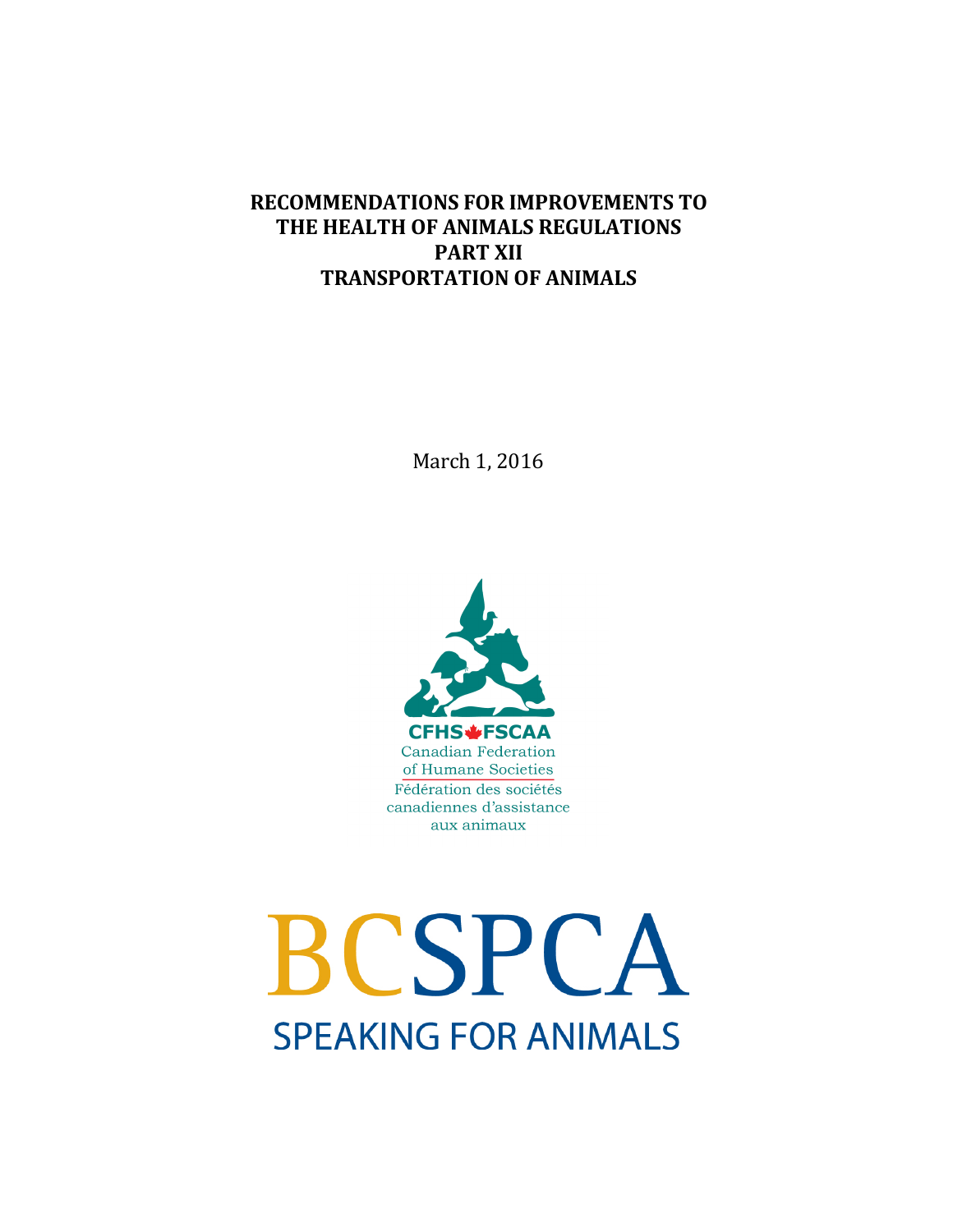# RECOMMENDATIONS FOR IMPROVEMENTS TO THE HEALTH OF ANIMALS REGULATIONS PART XII TRANSPORTATION OF ANIMALS

March 1, 2016

CFHS FSCAA
Canadian Federation of Humane Societies
Fédération des sociétés canadiennes d'assistance aux animaux

BCSPCA
SPEAKING FOR ANIMALS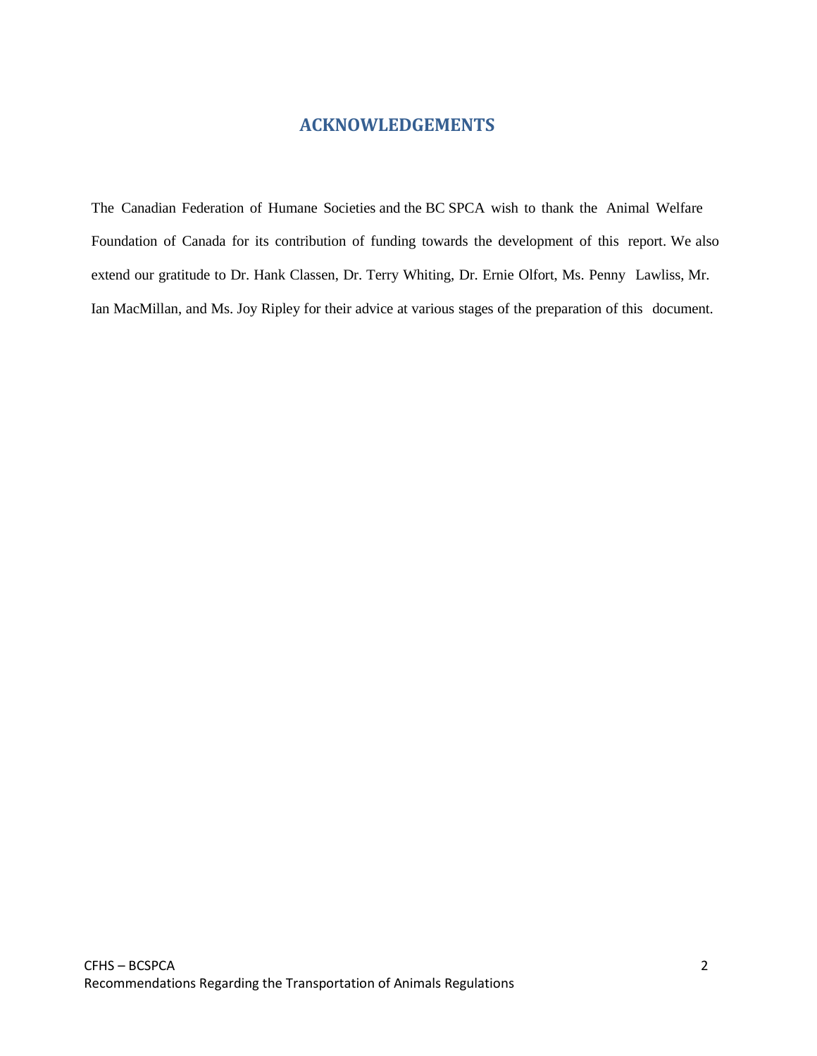## ACKNOWLEDGEMENTS

The Canadian Federation of Humane Societies and the BC SPCA wish to thank the Animal Welfare Foundation of Canada for its contribution of funding towards the development of this report. We also extend our gratitude to Dr. Hank Classen, Dr. Terry Whiting, Dr. Ernie Olfort, Ms. Penny Lawliss, Mr. Ian MacMillan, and Ms. Joy Ripley for their advice at various stages of the preparation of this document.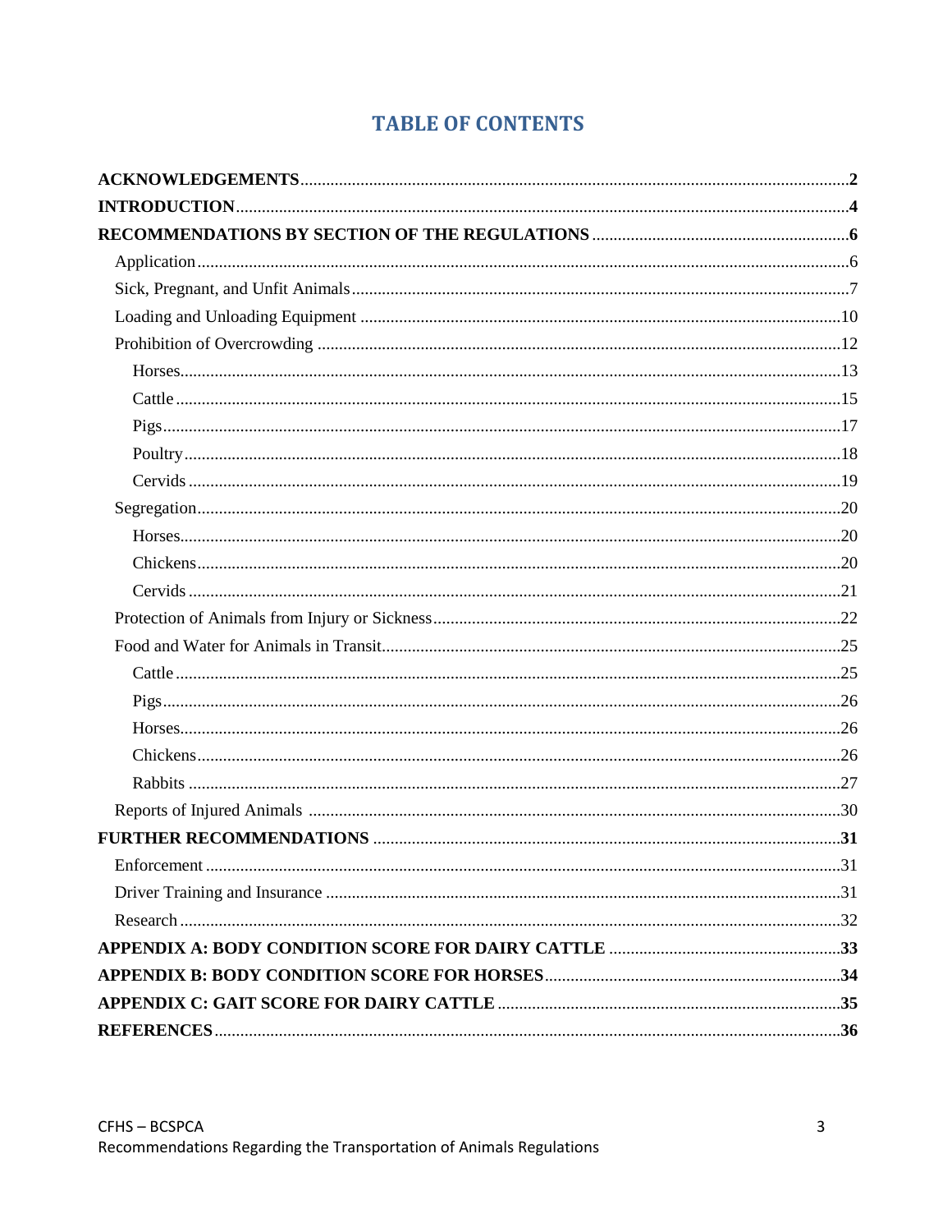# TABLE OF CONTENTS

**ACKNOWLEDGEMENTS** .......... **2**

**INTRODUCTION** .......... **4**

**RECOMMENDATIONS BY SECTION OF THE REGULATIONS** .......... **6**

- Application .......... 6
- Sick, Pregnant, and Unfit Animals .......... 7
- Loading and Unloading Equipment .......... 10
- Prohibition of Overcrowding .......... 12
  - Horses .......... 13
  - Cattle .......... 15
  - Pigs .......... 17
  - Poultry .......... 18
  - Cervids .......... 19
- Segregation .......... 20
  - Horses .......... 20
  - Chickens .......... 20
  - Cervids .......... 21
- Protection of Animals from Injury or Sickness .......... 22
- Food and Water for Animals in Transit .......... 25
  - Cattle .......... 25
  - Pigs .......... 26
  - Horses .......... 26
  - Chickens .......... 26
  - Rabbits .......... 27
- Reports of Injured Animals .......... 30

**FURTHER RECOMMENDATIONS** .......... **31**

- Enforcement .......... 31
- Driver Training and Insurance .......... 31
- Research .......... 32

**APPENDIX A: BODY CONDITION SCORE FOR DAIRY CATTLE** .......... **33**

**APPENDIX B: BODY CONDITION SCORE FOR HORSES** .......... **34**

**APPENDIX C: GAIT SCORE FOR DAIRY CATTLE** .......... **35**

**REFERENCES** .......... **36**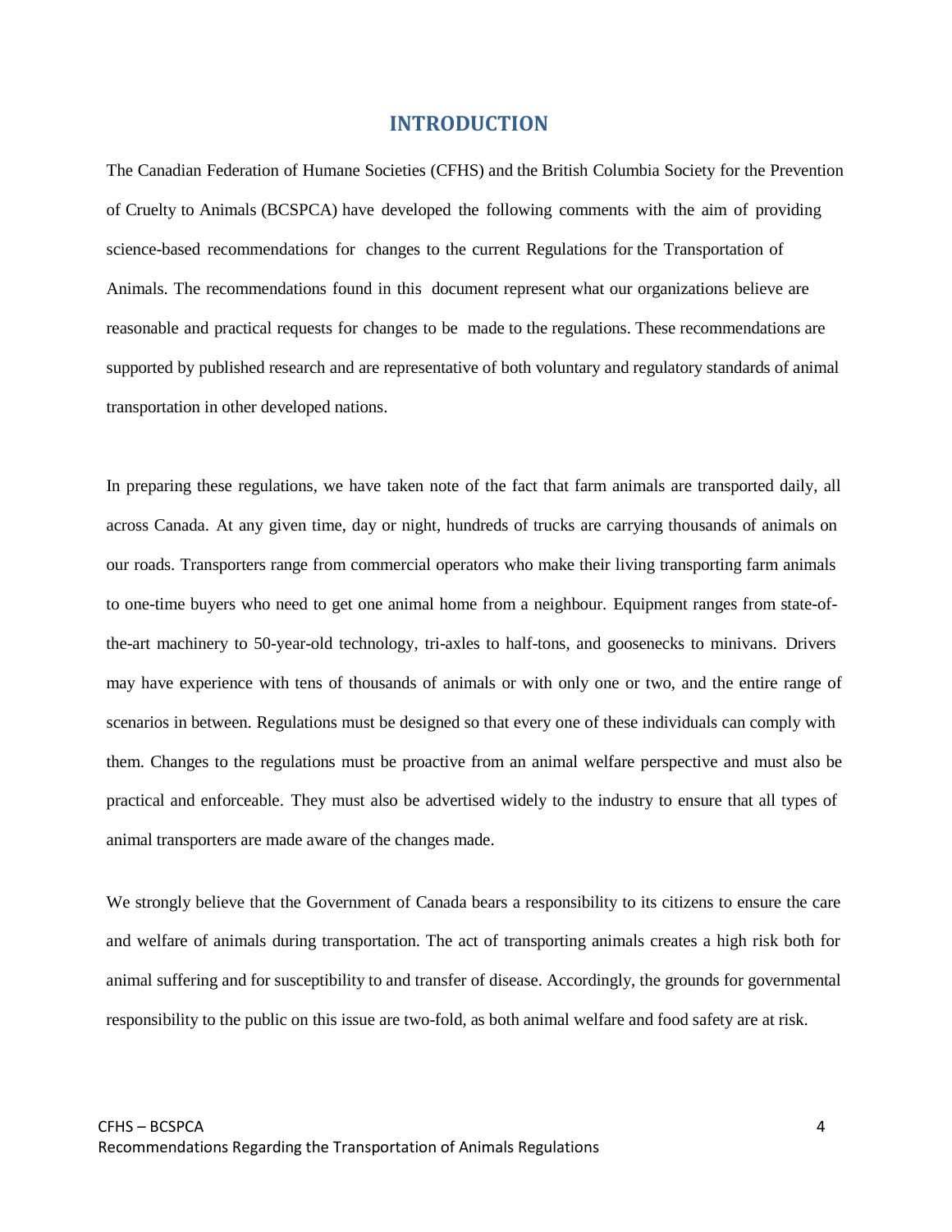# INTRODUCTION

The Canadian Federation of Humane Societies (CFHS) and the British Columbia Society for the Prevention of Cruelty to Animals (BCSPCA) have developed the following comments with the aim of providing science-based recommendations for changes to the current Regulations for the Transportation of Animals. The recommendations found in this document represent what our organizations believe are reasonable and practical requests for changes to be made to the regulations. These recommendations are supported by published research and are representative of both voluntary and regulatory standards of animal transportation in other developed nations.

In preparing these regulations, we have taken note of the fact that farm animals are transported daily, all across Canada. At any given time, day or night, hundreds of trucks are carrying thousands of animals on our roads. Transporters range from commercial operators who make their living transporting farm animals to one-time buyers who need to get one animal home from a neighbour. Equipment ranges from state-of-the-art machinery to 50-year-old technology, tri-axles to half-tons, and goosenecks to minivans. Drivers may have experience with tens of thousands of animals or with only one or two, and the entire range of scenarios in between. Regulations must be designed so that every one of these individuals can comply with them. Changes to the regulations must be proactive from an animal welfare perspective and must also be practical and enforceable. They must also be advertised widely to the industry to ensure that all types of animal transporters are made aware of the changes made.

We strongly believe that the Government of Canada bears a responsibility to its citizens to ensure the care and welfare of animals during transportation. The act of transporting animals creates a high risk both for animal suffering and for susceptibility to and transfer of disease. Accordingly, the grounds for governmental responsibility to the public on this issue are two-fold, as both animal welfare and food safety are at risk.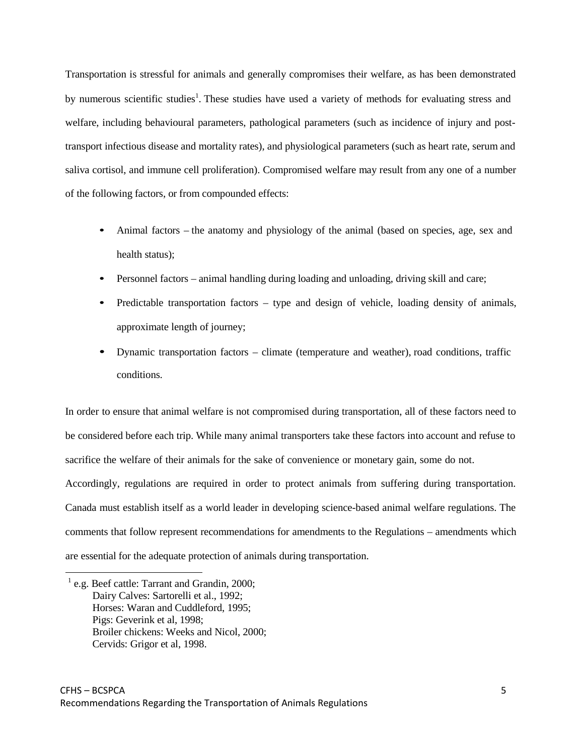Transportation is stressful for animals and generally compromises their welfare, as has been demonstrated by numerous scientific studies[1]. These studies have used a variety of methods for evaluating stress and welfare, including behavioural parameters, pathological parameters (such as incidence of injury and post-transport infectious disease and mortality rates), and physiological parameters (such as heart rate, serum and saliva cortisol, and immune cell proliferation). Compromised welfare may result from any one of a number of the following factors, or from compounded effects:

- Animal factors – the anatomy and physiology of the animal (based on species, age, sex and health status);
- Personnel factors – animal handling during loading and unloading, driving skill and care;
- Predictable transportation factors – type and design of vehicle, loading density of animals, approximate length of journey;
- Dynamic transportation factors – climate (temperature and weather), road conditions, traffic conditions.

In order to ensure that animal welfare is not compromised during transportation, all of these factors need to be considered before each trip. While many animal transporters take these factors into account and refuse to sacrifice the welfare of their animals for the sake of convenience or monetary gain, some do not.

Accordingly, regulations are required in order to protect animals from suffering during transportation. Canada must establish itself as a world leader in developing science-based animal welfare regulations. The comments that follow represent recommendations for amendments to the Regulations – amendments which are essential for the adequate protection of animals during transportation.

[1] e.g. Beef cattle: Tarrant and Grandin, 2000;
Dairy Calves: Sartorelli et al., 1992;
Horses: Waran and Cuddleford, 1995;
Pigs: Geverink et al, 1998;
Broiler chickens: Weeks and Nicol, 2000;
Cervids: Grigor et al, 1998.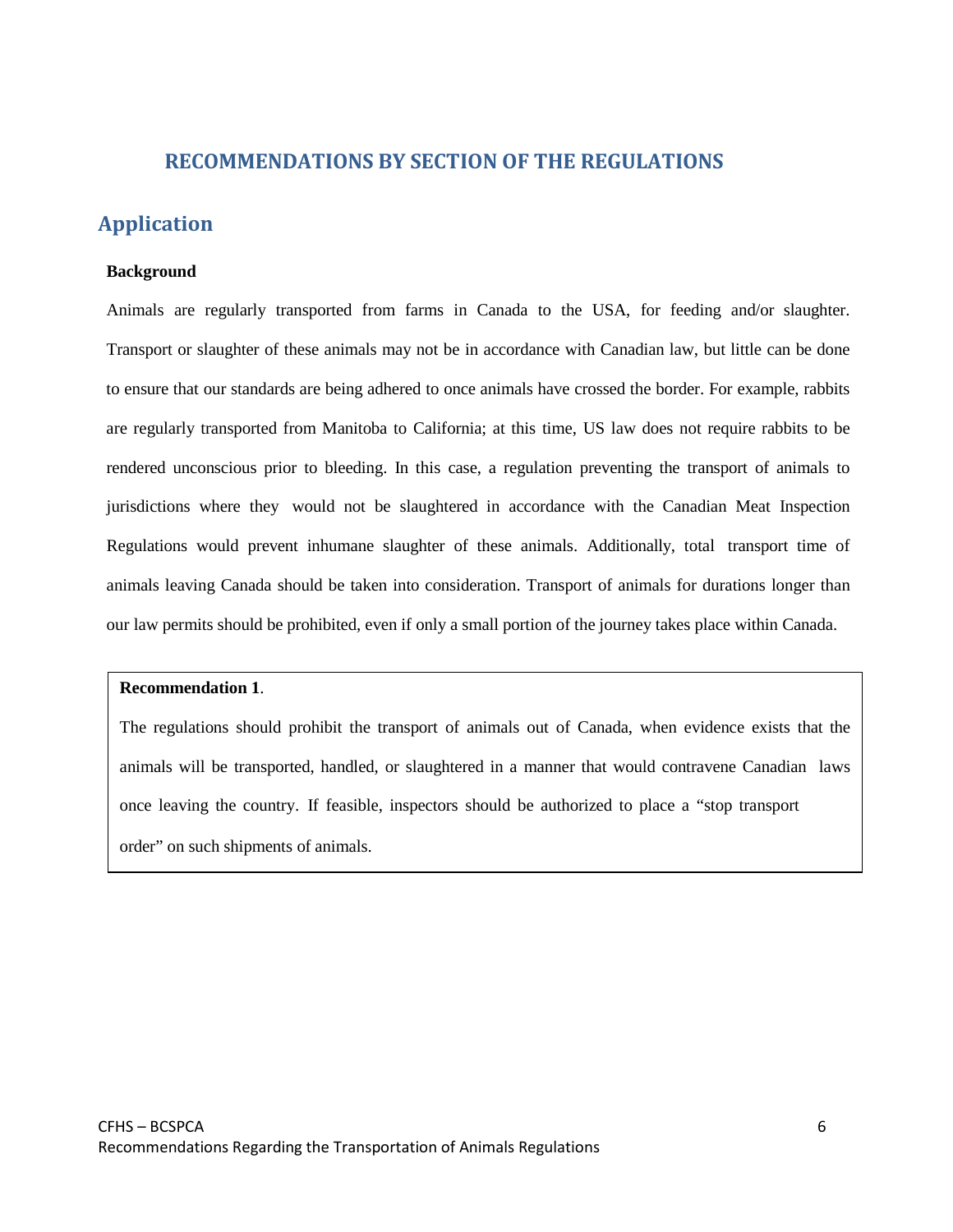# RECOMMENDATIONS BY SECTION OF THE REGULATIONS

## Application

**Background**

Animals are regularly transported from farms in Canada to the USA, for feeding and/or slaughter. Transport or slaughter of these animals may not be in accordance with Canadian law, but little can be done to ensure that our standards are being adhered to once animals have crossed the border. For example, rabbits are regularly transported from Manitoba to California; at this time, US law does not require rabbits to be rendered unconscious prior to bleeding. In this case, a regulation preventing the transport of animals to jurisdictions where they would not be slaughtered in accordance with the Canadian Meat Inspection Regulations would prevent inhumane slaughter of these animals. Additionally, total transport time of animals leaving Canada should be taken into consideration. Transport of animals for durations longer than our law permits should be prohibited, even if only a small portion of the journey takes place within Canada.

> **Recommendation 1**.
>
> The regulations should prohibit the transport of animals out of Canada, when evidence exists that the animals will be transported, handled, or slaughtered in a manner that would contravene Canadian laws once leaving the country. If feasible, inspectors should be authorized to place a "stop transport order" on such shipments of animals.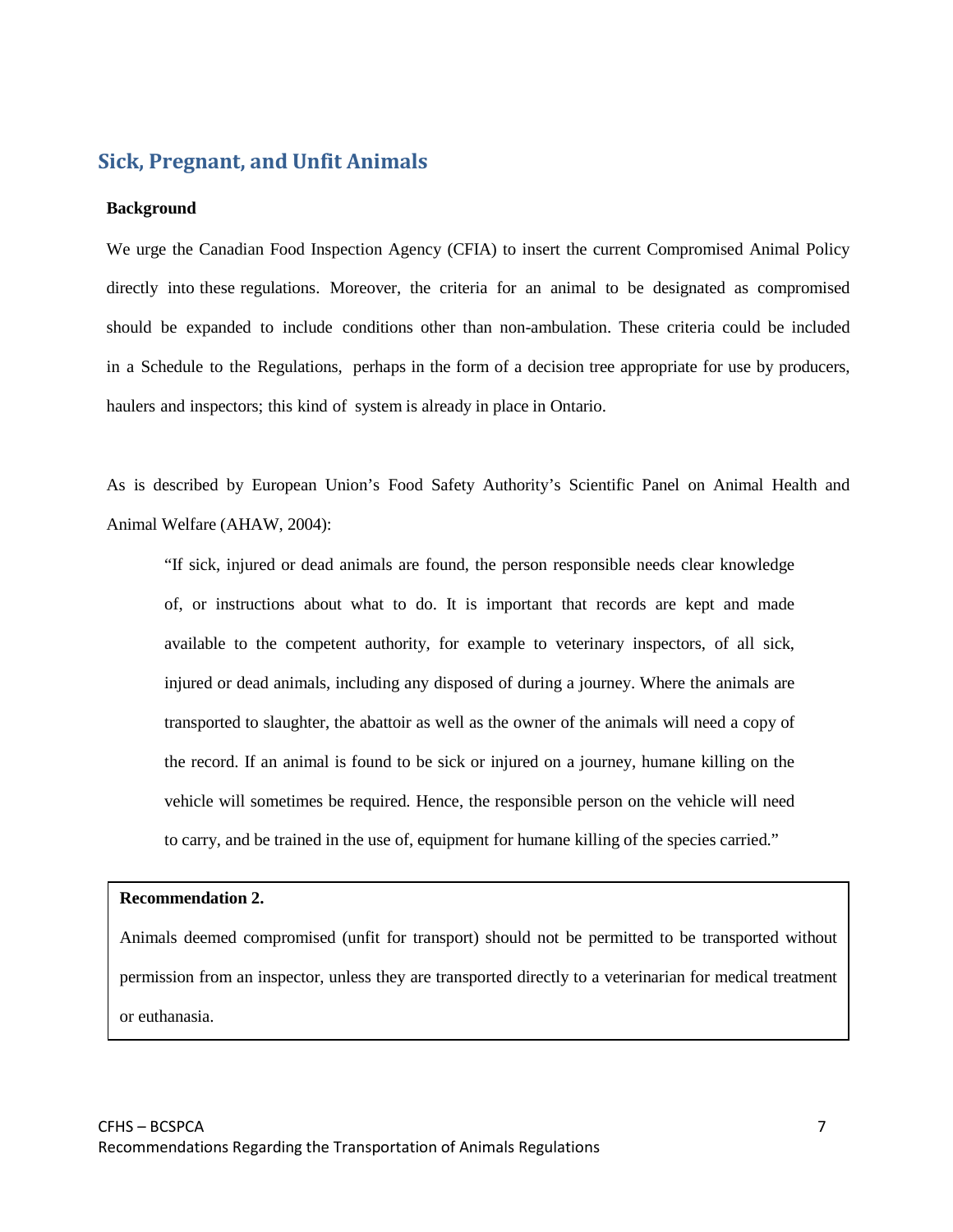## Sick, Pregnant, and Unfit Animals

**Background**

We urge the Canadian Food Inspection Agency (CFIA) to insert the current Compromised Animal Policy directly into these regulations. Moreover, the criteria for an animal to be designated as compromised should be expanded to include conditions other than non-ambulation. These criteria could be included in a Schedule to the Regulations, perhaps in the form of a decision tree appropriate for use by producers, haulers and inspectors; this kind of system is already in place in Ontario.

As is described by European Union's Food Safety Authority's Scientific Panel on Animal Health and Animal Welfare (AHAW, 2004):

> "If sick, injured or dead animals are found, the person responsible needs clear knowledge of, or instructions about what to do. It is important that records are kept and made available to the competent authority, for example to veterinary inspectors, of all sick, injured or dead animals, including any disposed of during a journey. Where the animals are transported to slaughter, the abattoir as well as the owner of the animals will need a copy of the record. If an animal is found to be sick or injured on a journey, humane killing on the vehicle will sometimes be required. Hence, the responsible person on the vehicle will need to carry, and be trained in the use of, equipment for humane killing of the species carried."

**Recommendation 2.**

Animals deemed compromised (unfit for transport) should not be permitted to be transported without permission from an inspector, unless they are transported directly to a veterinarian for medical treatment or euthanasia.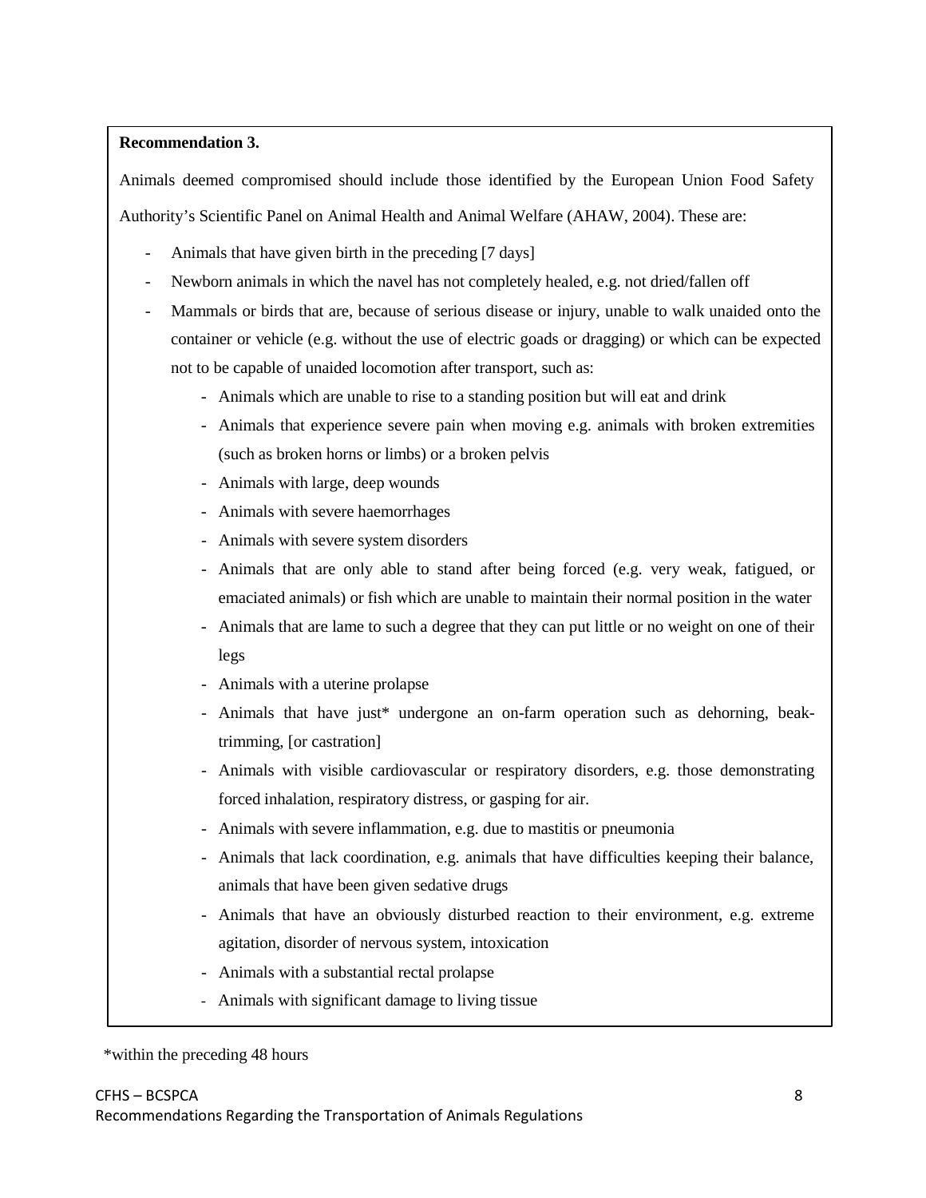**Recommendation 3.**

Animals deemed compromised should include those identified by the European Union Food Safety Authority's Scientific Panel on Animal Health and Animal Welfare (AHAW, 2004). These are:

- Animals that have given birth in the preceding [7 days]
- Newborn animals in which the navel has not completely healed, e.g. not dried/fallen off
- Mammals or birds that are, because of serious disease or injury, unable to walk unaided onto the container or vehicle (e.g. without the use of electric goads or dragging) or which can be expected not to be capable of unaided locomotion after transport, such as:
    - Animals which are unable to rise to a standing position but will eat and drink
    - Animals that experience severe pain when moving e.g. animals with broken extremities (such as broken horns or limbs) or a broken pelvis
    - Animals with large, deep wounds
    - Animals with severe haemorrhages
    - Animals with severe system disorders
    - Animals that are only able to stand after being forced (e.g. very weak, fatigued, or emaciated animals) or fish which are unable to maintain their normal position in the water
    - Animals that are lame to such a degree that they can put little or no weight on one of their legs
    - Animals with a uterine prolapse
    - Animals that have just* undergone an on-farm operation such as dehorning, beak-trimming, [or castration]
    - Animals with visible cardiovascular or respiratory disorders, e.g. those demonstrating forced inhalation, respiratory distress, or gasping for air.
    - Animals with severe inflammation, e.g. due to mastitis or pneumonia
    - Animals that lack coordination, e.g. animals that have difficulties keeping their balance, animals that have been given sedative drugs
    - Animals that have an obviously disturbed reaction to their environment, e.g. extreme agitation, disorder of nervous system, intoxication
    - Animals with a substantial rectal prolapse
    - Animals with significant damage to living tissue

*within the preceding 48 hours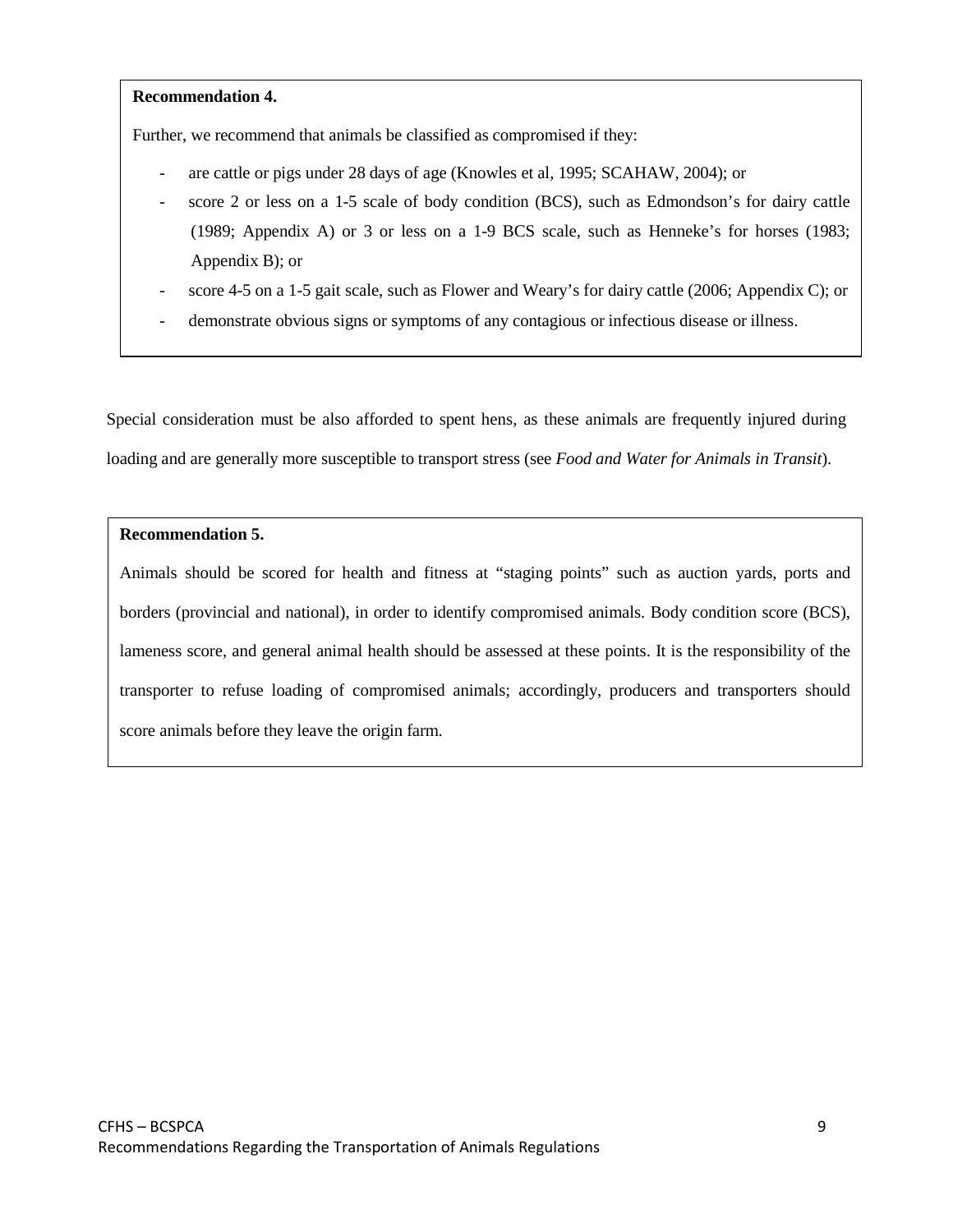**Recommendation 4.**

Further, we recommend that animals be classified as compromised if they:

- are cattle or pigs under 28 days of age (Knowles et al, 1995; SCAHAW, 2004); or
- score 2 or less on a 1-5 scale of body condition (BCS), such as Edmondson's for dairy cattle (1989; Appendix A) or 3 or less on a 1-9 BCS scale, such as Henneke's for horses (1983; Appendix B); or
- score 4-5 on a 1-5 gait scale, such as Flower and Weary's for dairy cattle (2006; Appendix C); or
- demonstrate obvious signs or symptoms of any contagious or infectious disease or illness.

Special consideration must be also afforded to spent hens, as these animals are frequently injured during loading and are generally more susceptible to transport stress (see *Food and Water for Animals in Transit*).

**Recommendation 5.**

Animals should be scored for health and fitness at "staging points" such as auction yards, ports and borders (provincial and national), in order to identify compromised animals. Body condition score (BCS), lameness score, and general animal health should be assessed at these points. It is the responsibility of the transporter to refuse loading of compromised animals; accordingly, producers and transporters should score animals before they leave the origin farm.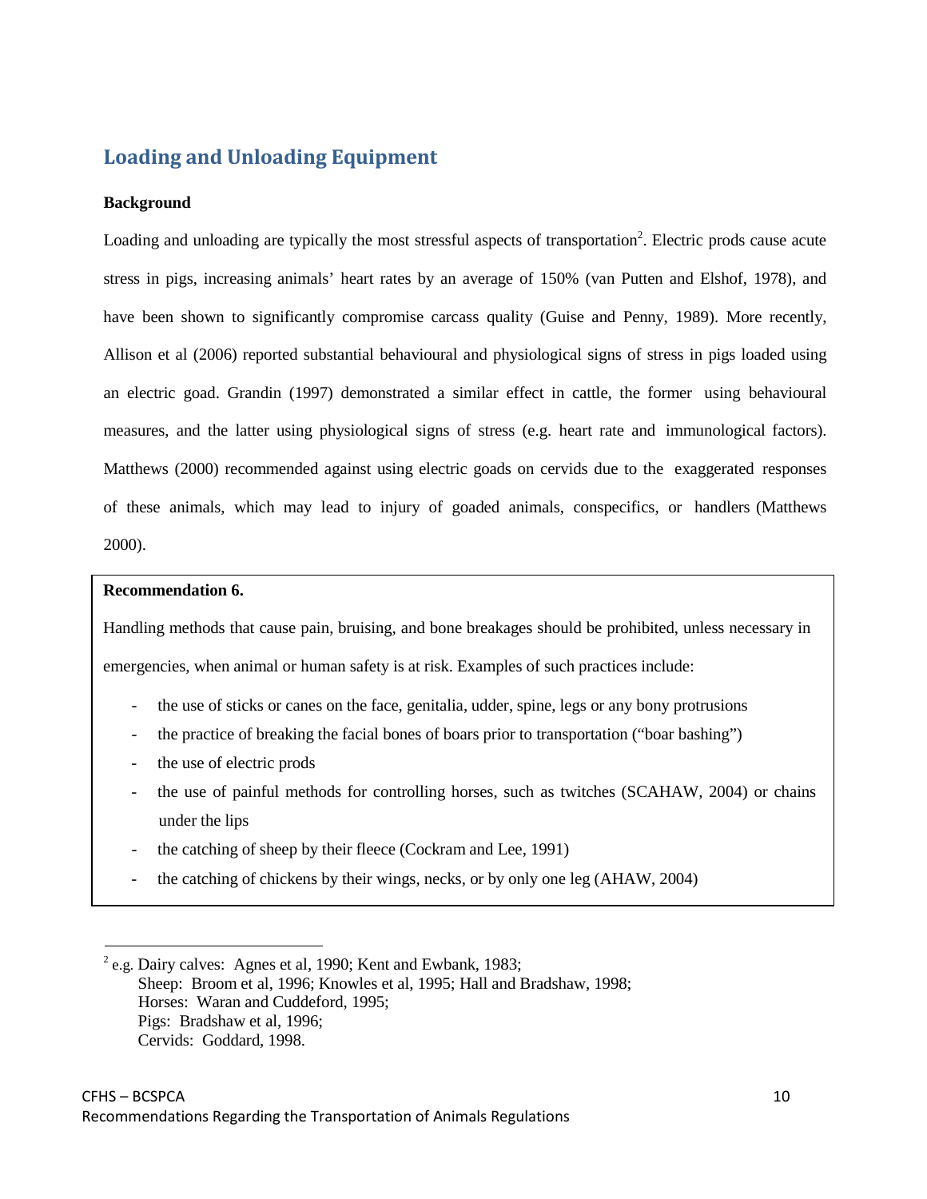## Loading and Unloading Equipment

**Background**

Loading and unloading are typically the most stressful aspects of transportation[2]. Electric prods cause acute stress in pigs, increasing animals' heart rates by an average of 150% (van Putten and Elshof, 1978), and have been shown to significantly compromise carcass quality (Guise and Penny, 1989). More recently, Allison et al (2006) reported substantial behavioural and physiological signs of stress in pigs loaded using an electric goad. Grandin (1997) demonstrated a similar effect in cattle, the former using behavioural measures, and the latter using physiological signs of stress (e.g. heart rate and immunological factors). Matthews (2000) recommended against using electric goads on cervids due to the exaggerated responses of these animals, which may lead to injury of goaded animals, conspecifics, or handlers (Matthews 2000).

**Recommendation 6.**

Handling methods that cause pain, bruising, and bone breakages should be prohibited, unless necessary in emergencies, when animal or human safety is at risk. Examples of such practices include:

- the use of sticks or canes on the face, genitalia, udder, spine, legs or any bony protrusions
- the practice of breaking the facial bones of boars prior to transportation ("boar bashing")
- the use of electric prods
- the use of painful methods for controlling horses, such as twitches (SCAHAW, 2004) or chains under the lips
- the catching of sheep by their fleece (Cockram and Lee, 1991)
- the catching of chickens by their wings, necks, or by only one leg (AHAW, 2004)

---

[2] e.g. Dairy calves: Agnes et al, 1990; Kent and Ewbank, 1983;
Sheep: Broom et al, 1996; Knowles et al, 1995; Hall and Bradshaw, 1998;
Horses: Waran and Cuddeford, 1995;
Pigs: Bradshaw et al, 1996;
Cervids: Goddard, 1998.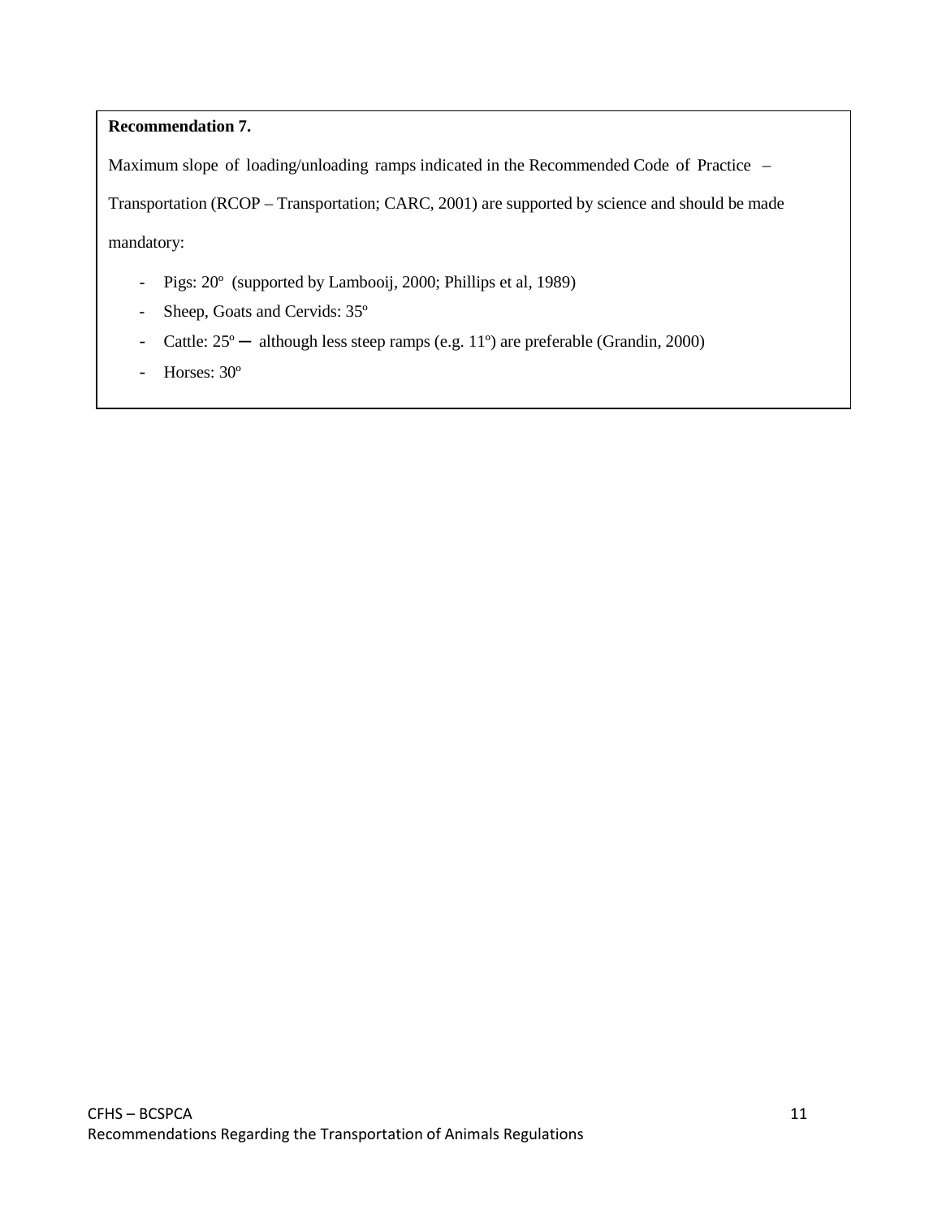**Recommendation 7.**

Maximum slope of loading/unloading ramps indicated in the Recommended Code of Practice – Transportation (RCOP – Transportation; CARC, 2001) are supported by science and should be made mandatory:

- Pigs: 20º (supported by Lambooij, 2000; Phillips et al, 1989)
- Sheep, Goats and Cervids: 35º
- Cattle: 25º ─ although less steep ramps (e.g. 11º) are preferable (Grandin, 2000)
- Horses: 30º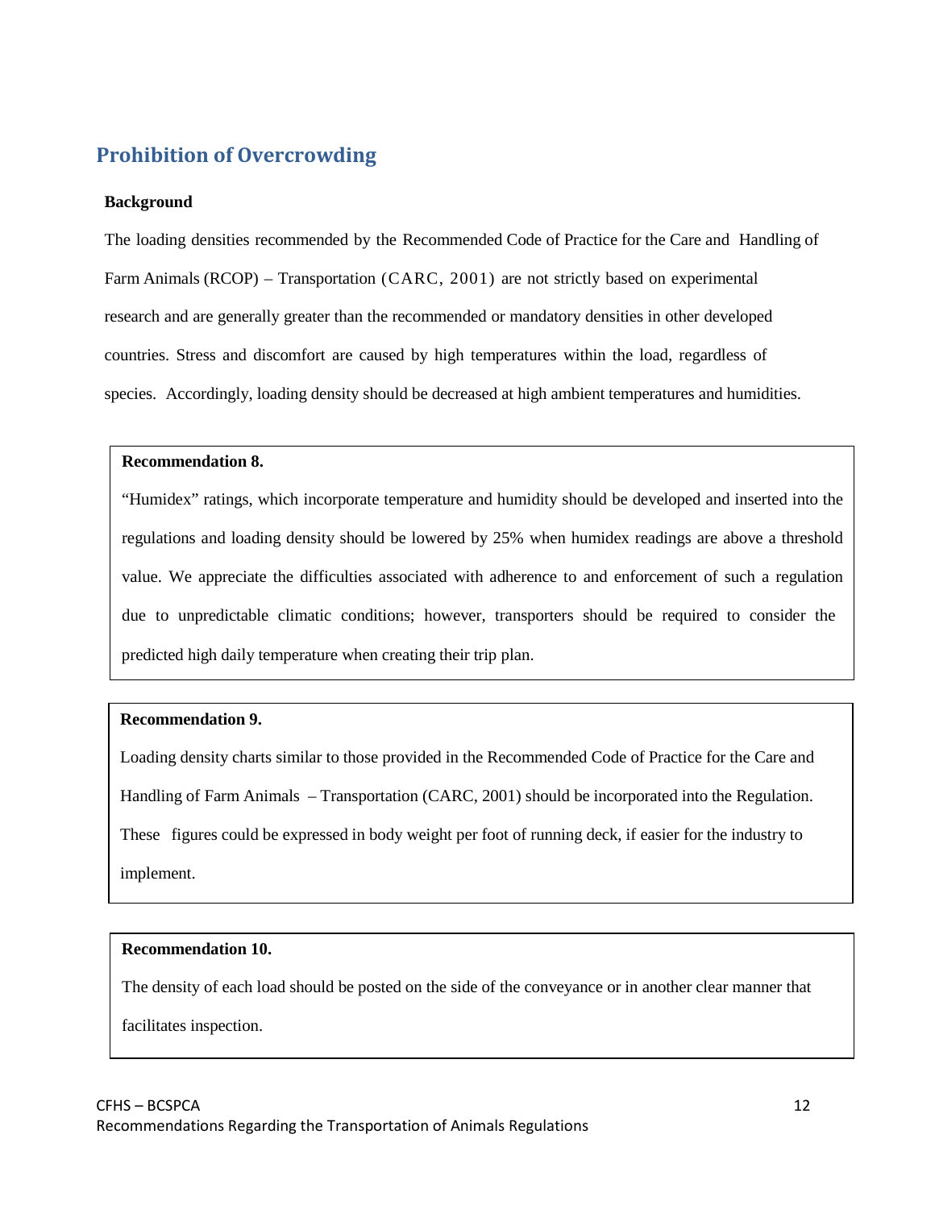## Prohibition of Overcrowding

**Background**

The loading densities recommended by the Recommended Code of Practice for the Care and Handling of Farm Animals (RCOP) – Transportation (CARC, 2001) are not strictly based on experimental research and are generally greater than the recommended or mandatory densities in other developed countries. Stress and discomfort are caused by high temperatures within the load, regardless of species. Accordingly, loading density should be decreased at high ambient temperatures and humidities.

**Recommendation 8.**

"Humidex" ratings, which incorporate temperature and humidity should be developed and inserted into the regulations and loading density should be lowered by 25% when humidex readings are above a threshold value. We appreciate the difficulties associated with adherence to and enforcement of such a regulation due to unpredictable climatic conditions; however, transporters should be required to consider the predicted high daily temperature when creating their trip plan.

**Recommendation 9.**

Loading density charts similar to those provided in the Recommended Code of Practice for the Care and Handling of Farm Animals – Transportation (CARC, 2001) should be incorporated into the Regulation. These figures could be expressed in body weight per foot of running deck, if easier for the industry to implement.

**Recommendation 10.**

The density of each load should be posted on the side of the conveyance or in another clear manner that facilitates inspection.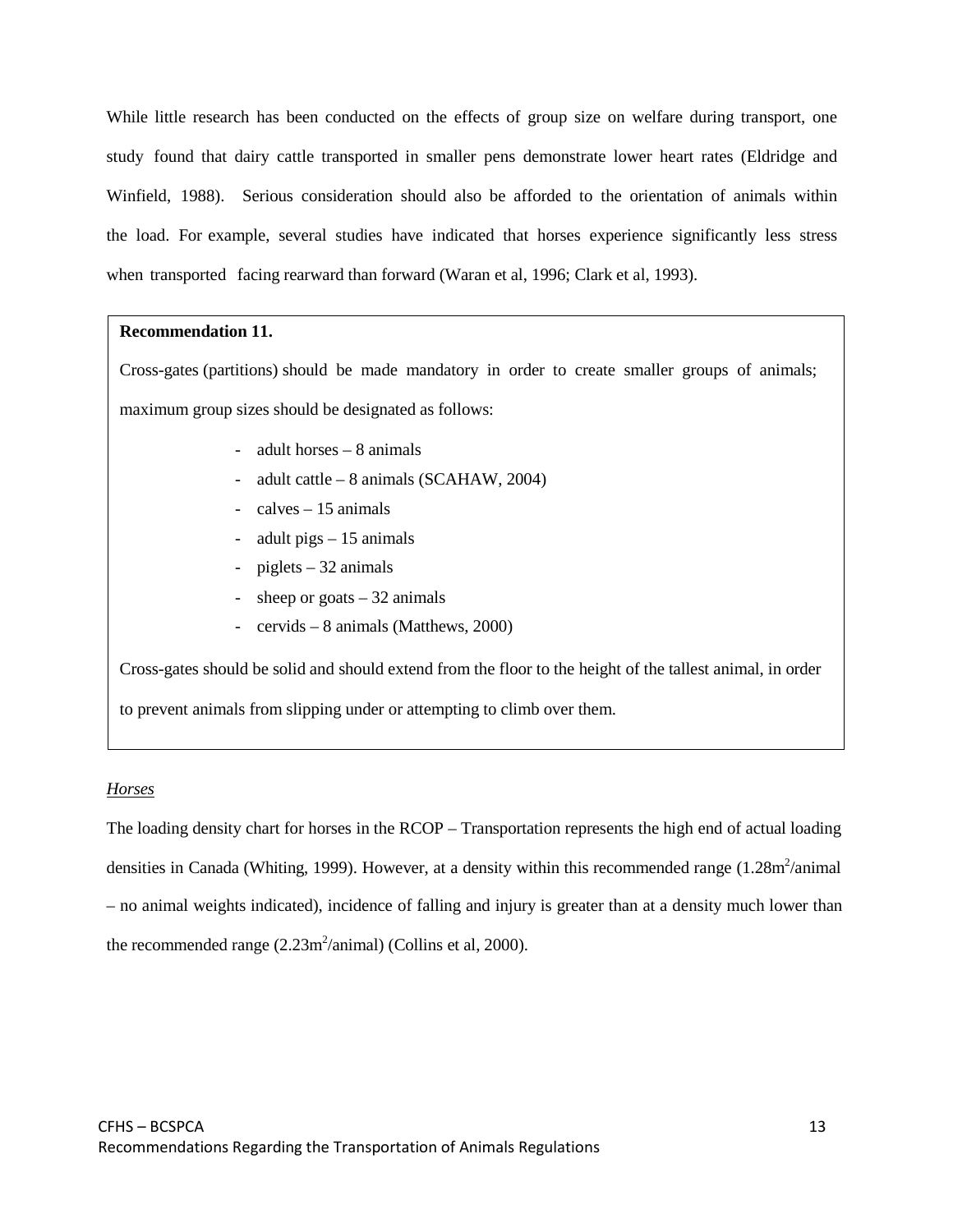While little research has been conducted on the effects of group size on welfare during transport, one study found that dairy cattle transported in smaller pens demonstrate lower heart rates (Eldridge and Winfield, 1988). Serious consideration should also be afforded to the orientation of animals within the load. For example, several studies have indicated that horses experience significantly less stress when transported facing rearward than forward (Waran et al, 1996; Clark et al, 1993).

**Recommendation 11.**

Cross-gates (partitions) should be made mandatory in order to create smaller groups of animals; maximum group sizes should be designated as follows:

- adult horses – 8 animals
- adult cattle – 8 animals (SCAHAW, 2004)
- calves – 15 animals
- adult pigs – 15 animals
- piglets – 32 animals
- sheep or goats – 32 animals
- cervids – 8 animals (Matthews, 2000)

Cross-gates should be solid and should extend from the floor to the height of the tallest animal, in order to prevent animals from slipping under or attempting to climb over them.

*Horses*

The loading density chart for horses in the RCOP – Transportation represents the high end of actual loading densities in Canada (Whiting, 1999). However, at a density within this recommended range (1.28m$^2$/animal – no animal weights indicated), incidence of falling and injury is greater than at a density much lower than the recommended range (2.23m$^2$/animal) (Collins et al, 2000).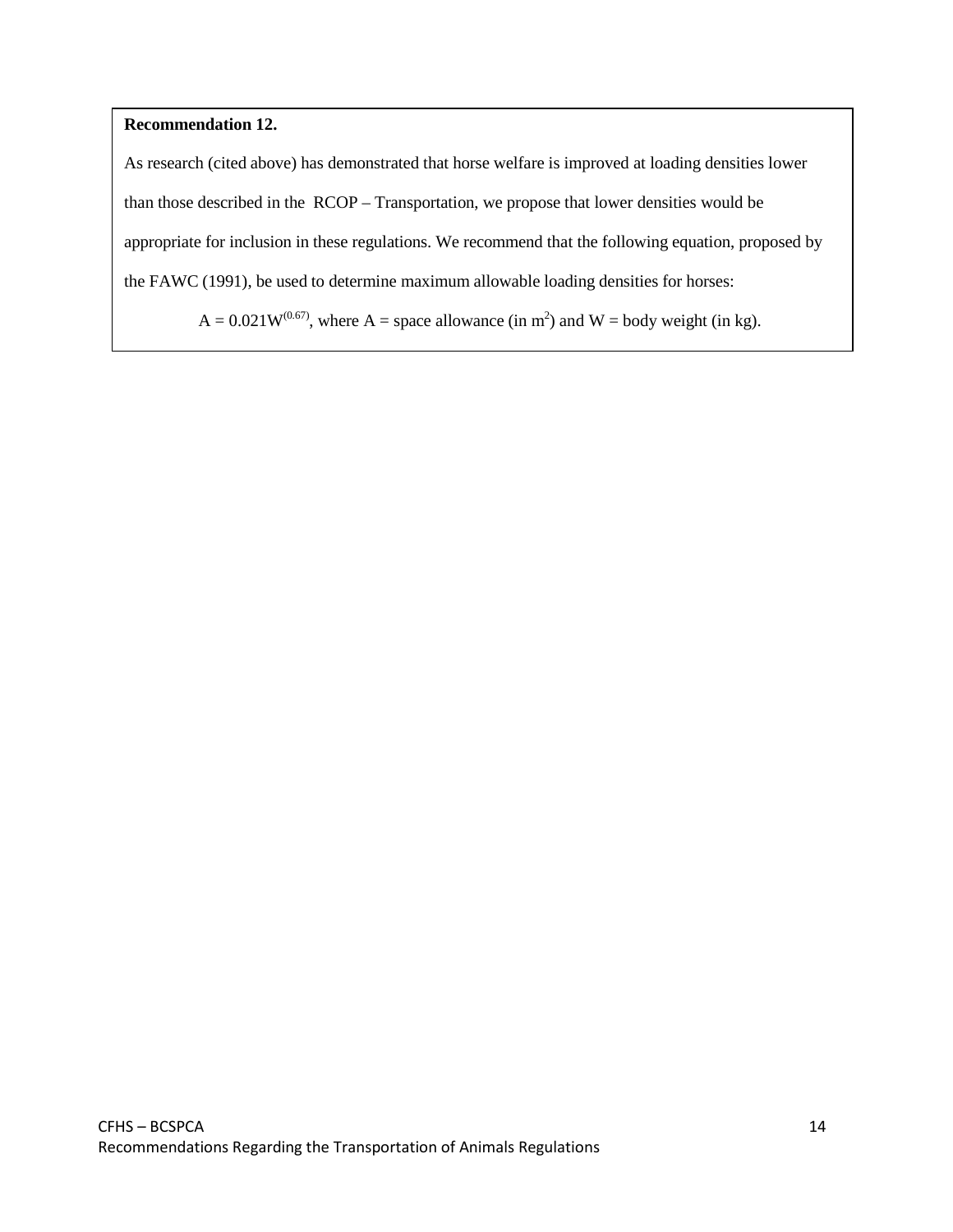**Recommendation 12.**

As research (cited above) has demonstrated that horse welfare is improved at loading densities lower than those described in the RCOP – Transportation, we propose that lower densities would be appropriate for inclusion in these regulations. We recommend that the following equation, proposed by the FAWC (1991), be used to determine maximum allowable loading densities for horses:

$A = 0.021W^{(0.67)}$, where A = space allowance (in $m^2$) and W = body weight (in kg).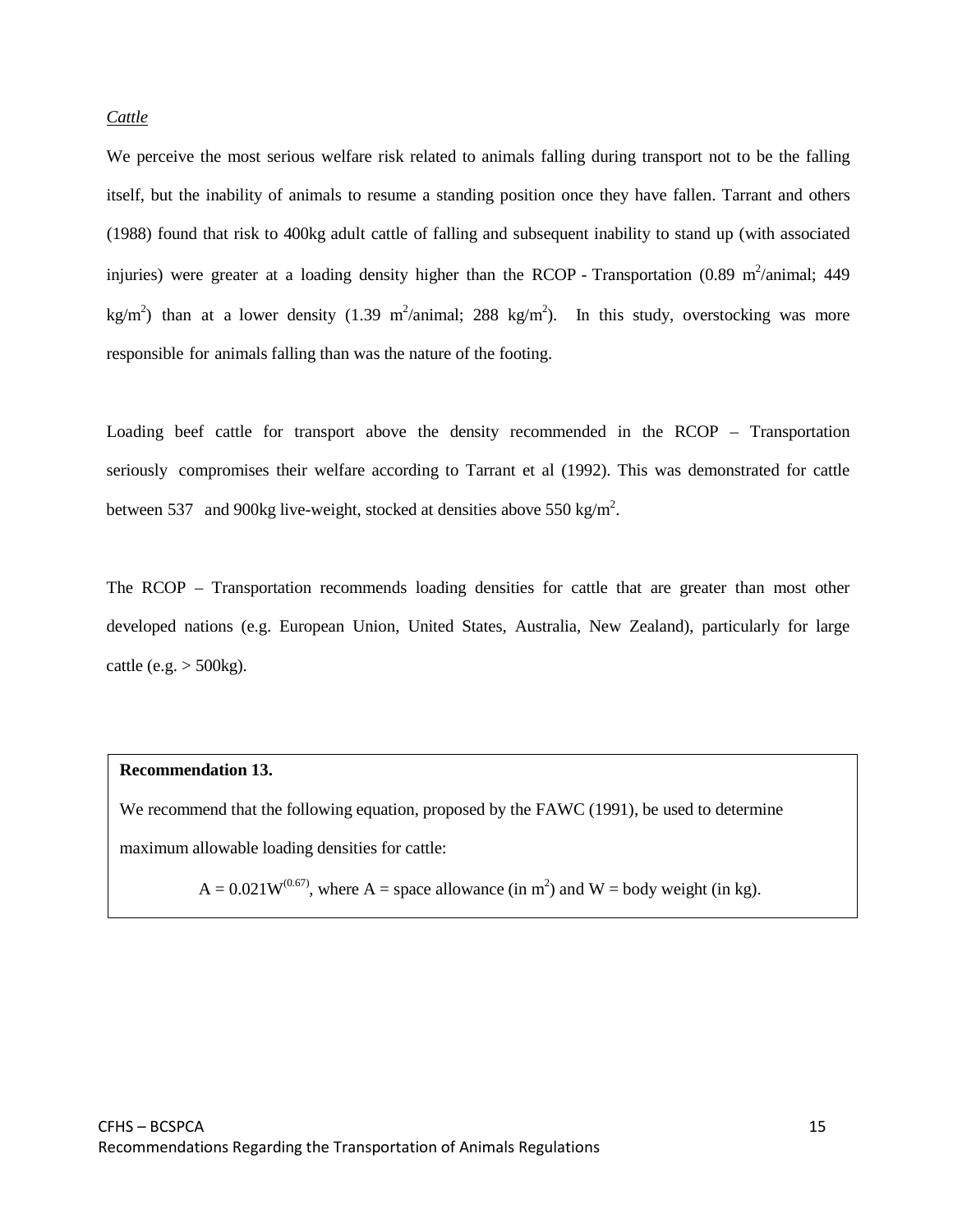*Cattle*

We perceive the most serious welfare risk related to animals falling during transport not to be the falling itself, but the inability of animals to resume a standing position once they have fallen. Tarrant and others (1988) found that risk to 400kg adult cattle of falling and subsequent inability to stand up (with associated injuries) were greater at a loading density higher than the RCOP - Transportation (0.89 $m^2$/animal; 449 $kg/m^2$) than at a lower density (1.39 $m^2$/animal; 288 $kg/m^2$). In this study, overstocking was more responsible for animals falling than was the nature of the footing.

Loading beef cattle for transport above the density recommended in the RCOP – Transportation seriously compromises their welfare according to Tarrant et al (1992). This was demonstrated for cattle between 537 and 900kg live-weight, stocked at densities above 550 $kg/m^2$.

The RCOP – Transportation recommends loading densities for cattle that are greater than most other developed nations (e.g. European Union, United States, Australia, New Zealand), particularly for large cattle (e.g. > 500kg).

**Recommendation 13.**

We recommend that the following equation, proposed by the FAWC (1991), be used to determine maximum allowable loading densities for cattle:

$A = 0.021W^{(0.67)}$, where A = space allowance (in $m^2$) and W = body weight (in kg).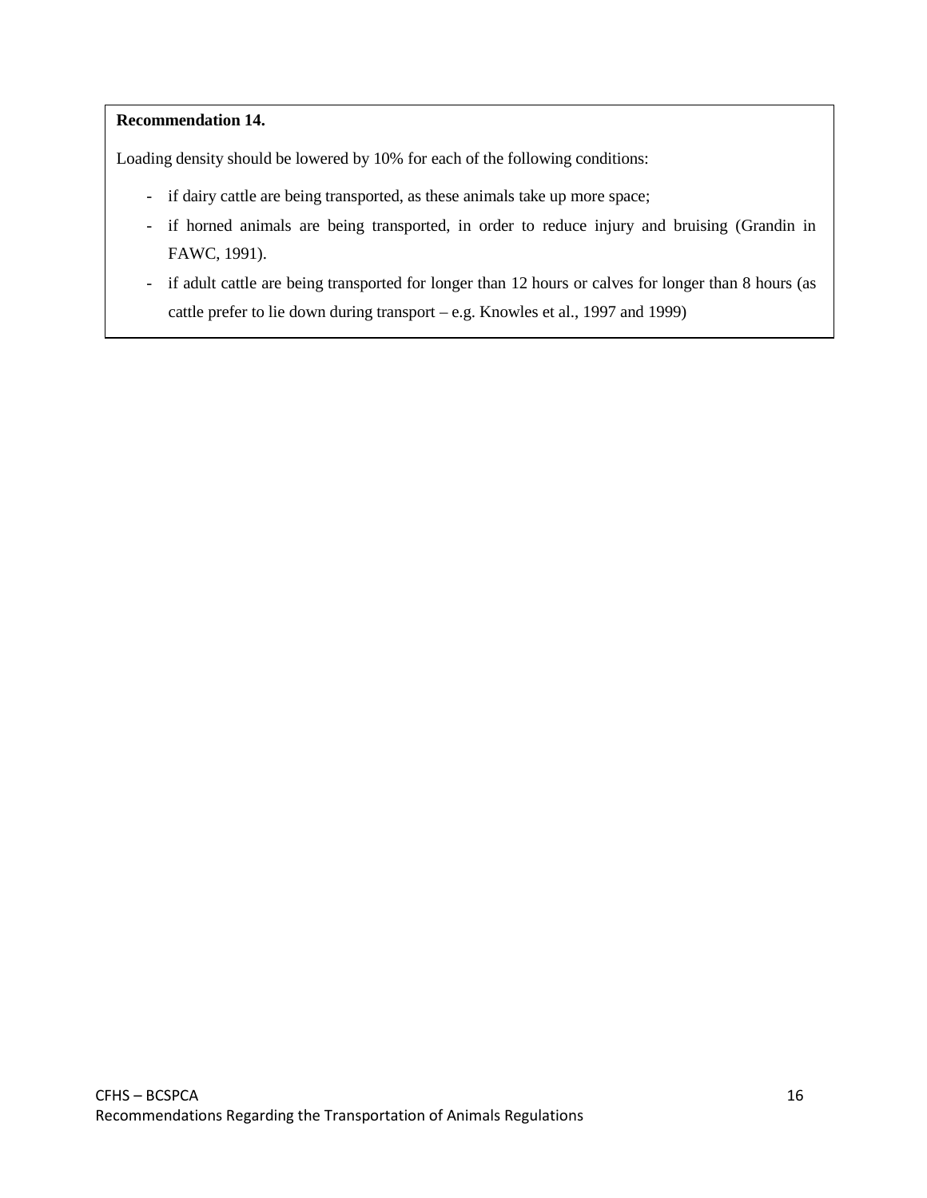**Recommendation 14.**

Loading density should be lowered by 10% for each of the following conditions:

- if dairy cattle are being transported, as these animals take up more space;
- if horned animals are being transported, in order to reduce injury and bruising (Grandin in FAWC, 1991).
- if adult cattle are being transported for longer than 12 hours or calves for longer than 8 hours (as cattle prefer to lie down during transport – e.g. Knowles et al., 1997 and 1999)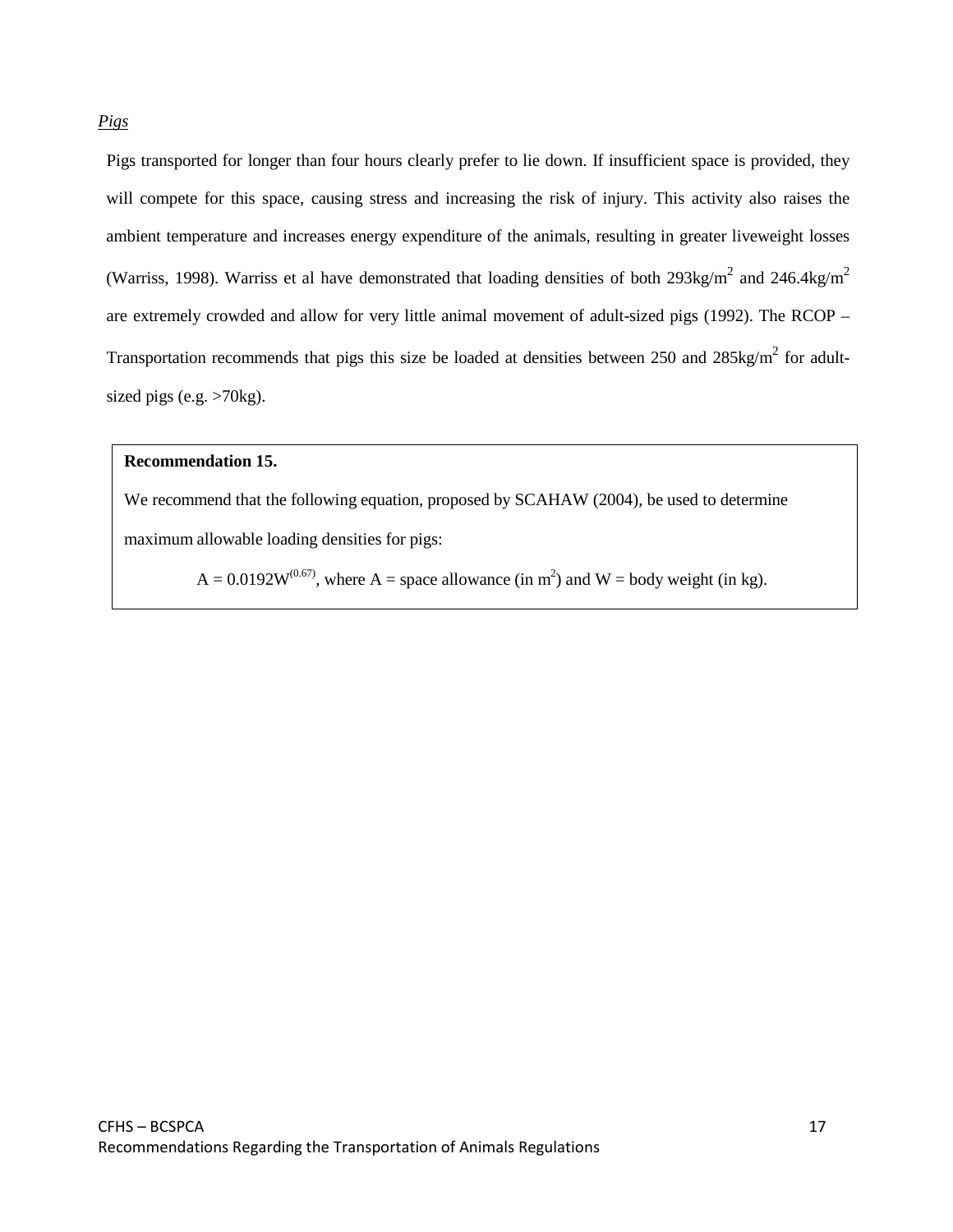*Pigs*

Pigs transported for longer than four hours clearly prefer to lie down. If insufficient space is provided, they will compete for this space, causing stress and increasing the risk of injury. This activity also raises the ambient temperature and increases energy expenditure of the animals, resulting in greater liveweight losses (Warriss, 1998). Warriss et al have demonstrated that loading densities of both 293kg/m$^2$ and 246.4kg/m$^2$ are extremely crowded and allow for very little animal movement of adult-sized pigs (1992). The RCOP – Transportation recommends that pigs this size be loaded at densities between 250 and 285kg/m$^2$ for adult-sized pigs (e.g. >70kg).

**Recommendation 15.**

We recommend that the following equation, proposed by SCAHAW (2004), be used to determine maximum allowable loading densities for pigs:

$A = 0.0192W^{(0.67)}$, where A = space allowance (in m$^2$) and W = body weight (in kg).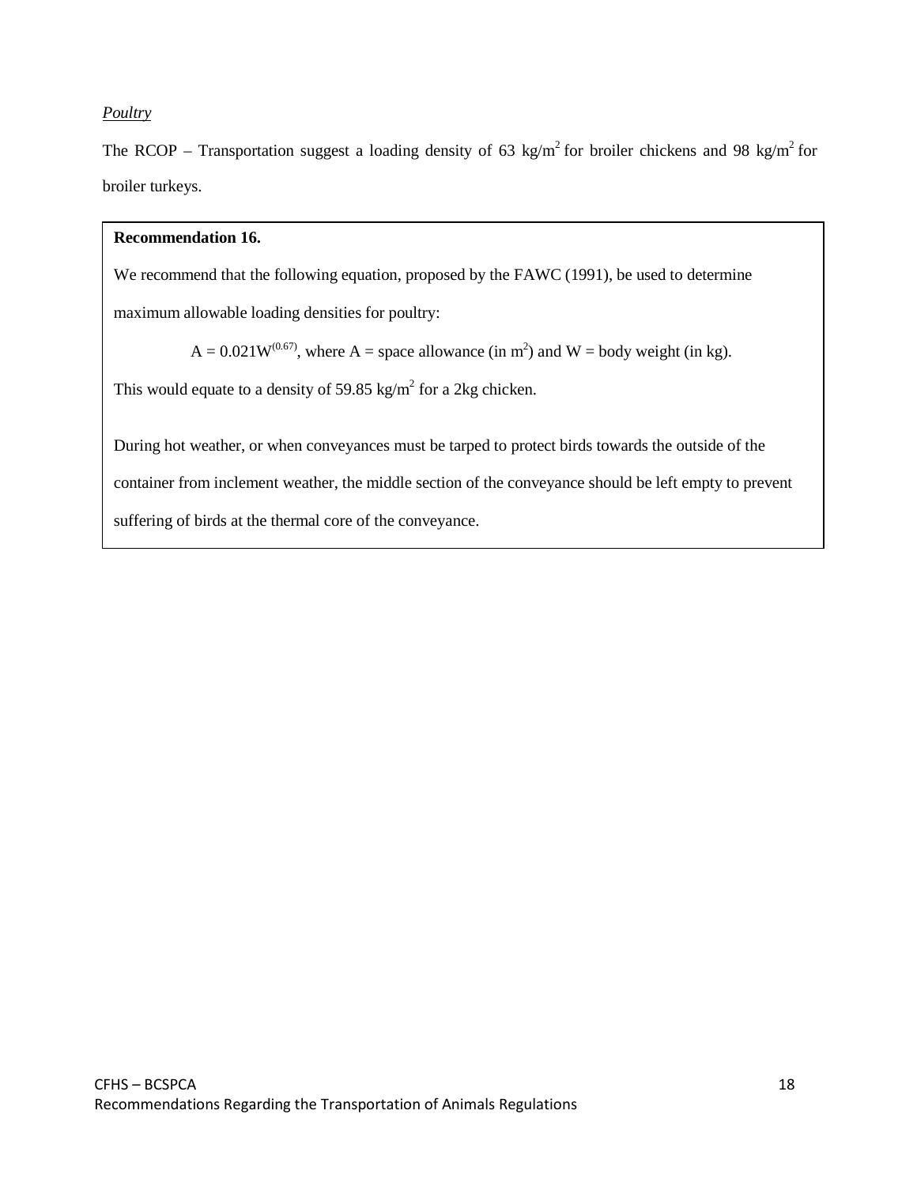*Poultry*

The RCOP – Transportation suggest a loading density of 63 $kg/m^2$ for broiler chickens and 98 $kg/m^2$ for broiler turkeys.

**Recommendation 16.**

We recommend that the following equation, proposed by the FAWC (1991), be used to determine maximum allowable loading densities for poultry:

$A = 0.021W^{(0.67)}$, where A = space allowance (in $m^2$) and W = body weight (in kg).

This would equate to a density of 59.85 $kg/m^2$ for a 2kg chicken.

During hot weather, or when conveyances must be tarped to protect birds towards the outside of the container from inclement weather, the middle section of the conveyance should be left empty to prevent suffering of birds at the thermal core of the conveyance.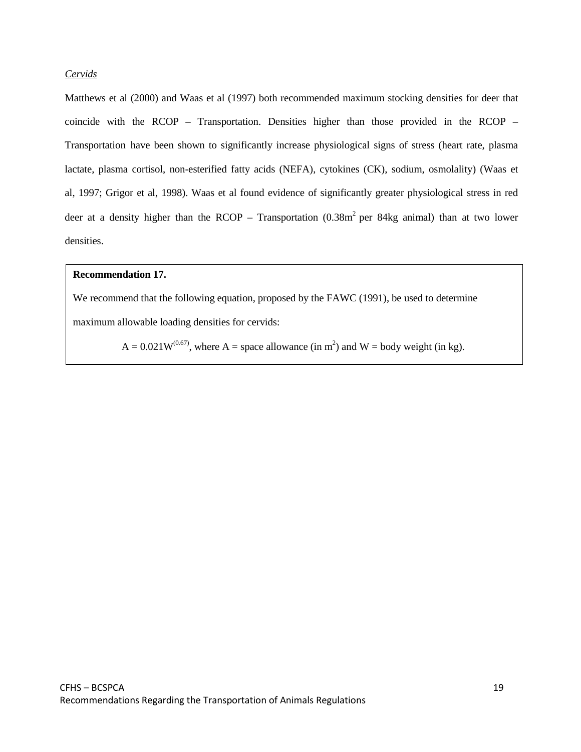*Cervids*

Matthews et al (2000) and Waas et al (1997) both recommended maximum stocking densities for deer that coincide with the RCOP – Transportation. Densities higher than those provided in the RCOP – Transportation have been shown to significantly increase physiological signs of stress (heart rate, plasma lactate, plasma cortisol, non-esterified fatty acids (NEFA), cytokines (CK), sodium, osmolality) (Waas et al, 1997; Grigor et al, 1998). Waas et al found evidence of significantly greater physiological stress in red deer at a density higher than the RCOP – Transportation ($0.38m^2$ per 84kg animal) than at two lower densities.

> **Recommendation 17.**
>
> We recommend that the following equation, proposed by the FAWC (1991), be used to determine maximum allowable loading densities for cervids:
>
> $A = 0.021W^{(0.67)}$, where A = space allowance (in $m^2$) and W = body weight (in kg).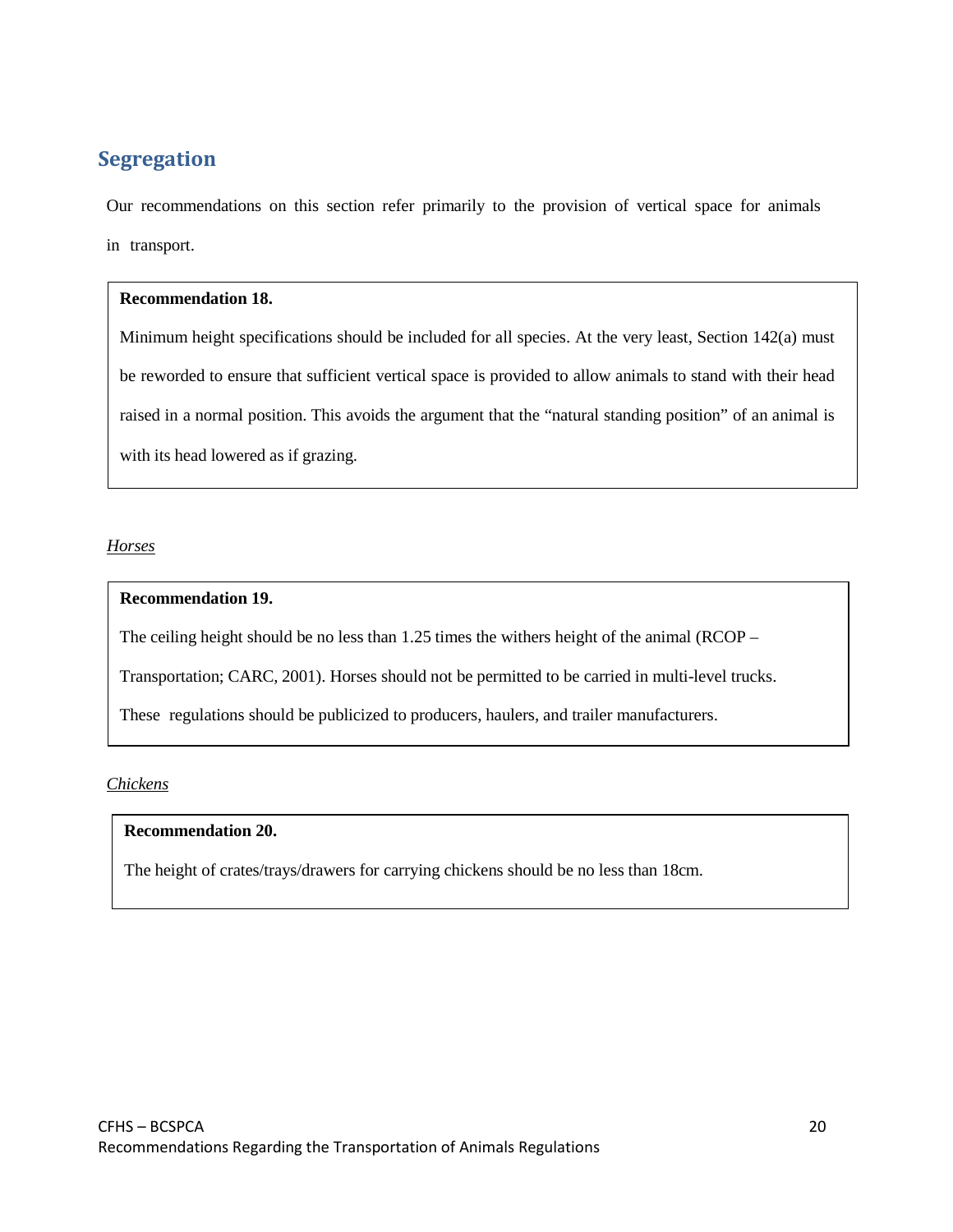## Segregation

Our recommendations on this section refer primarily to the provision of vertical space for animals in transport.

> **Recommendation 18.**
>
> Minimum height specifications should be included for all species. At the very least, Section 142(a) must be reworded to ensure that sufficient vertical space is provided to allow animals to stand with their head raised in a normal position. This avoids the argument that the "natural standing position" of an animal is with its head lowered as if grazing.

*Horses*

> **Recommendation 19.**
>
> The ceiling height should be no less than 1.25 times the withers height of the animal (RCOP – Transportation; CARC, 2001). Horses should not be permitted to be carried in multi-level trucks. These regulations should be publicized to producers, haulers, and trailer manufacturers.

*Chickens*

> **Recommendation 20.**
>
> The height of crates/trays/drawers for carrying chickens should be no less than 18cm.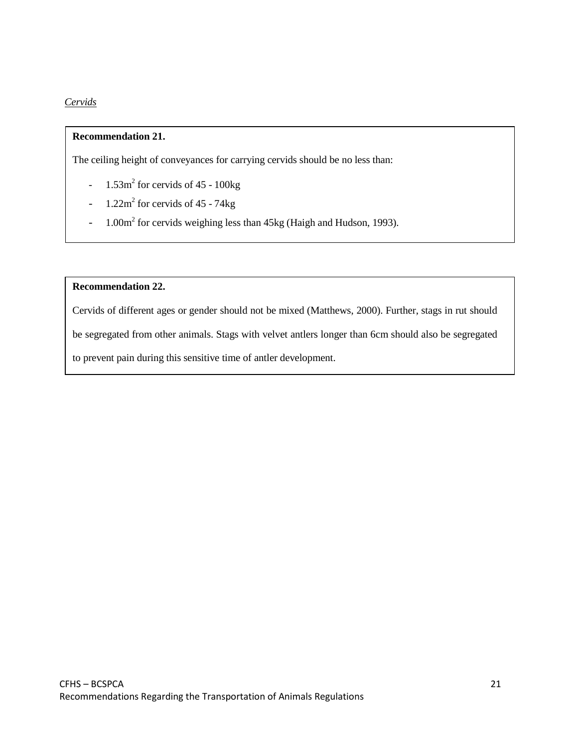*Cervids*

**Recommendation 21.**

The ceiling height of conveyances for carrying cervids should be no less than:

- $1.53m^2$ for cervids of 45 - 100kg
- $1.22m^2$ for cervids of 45 - 74kg
- $1.00m^2$ for cervids weighing less than 45kg (Haigh and Hudson, 1993).

**Recommendation 22.**

Cervids of different ages or gender should not be mixed (Matthews, 2000). Further, stags in rut should be segregated from other animals. Stags with velvet antlers longer than 6cm should also be segregated to prevent pain during this sensitive time of antler development.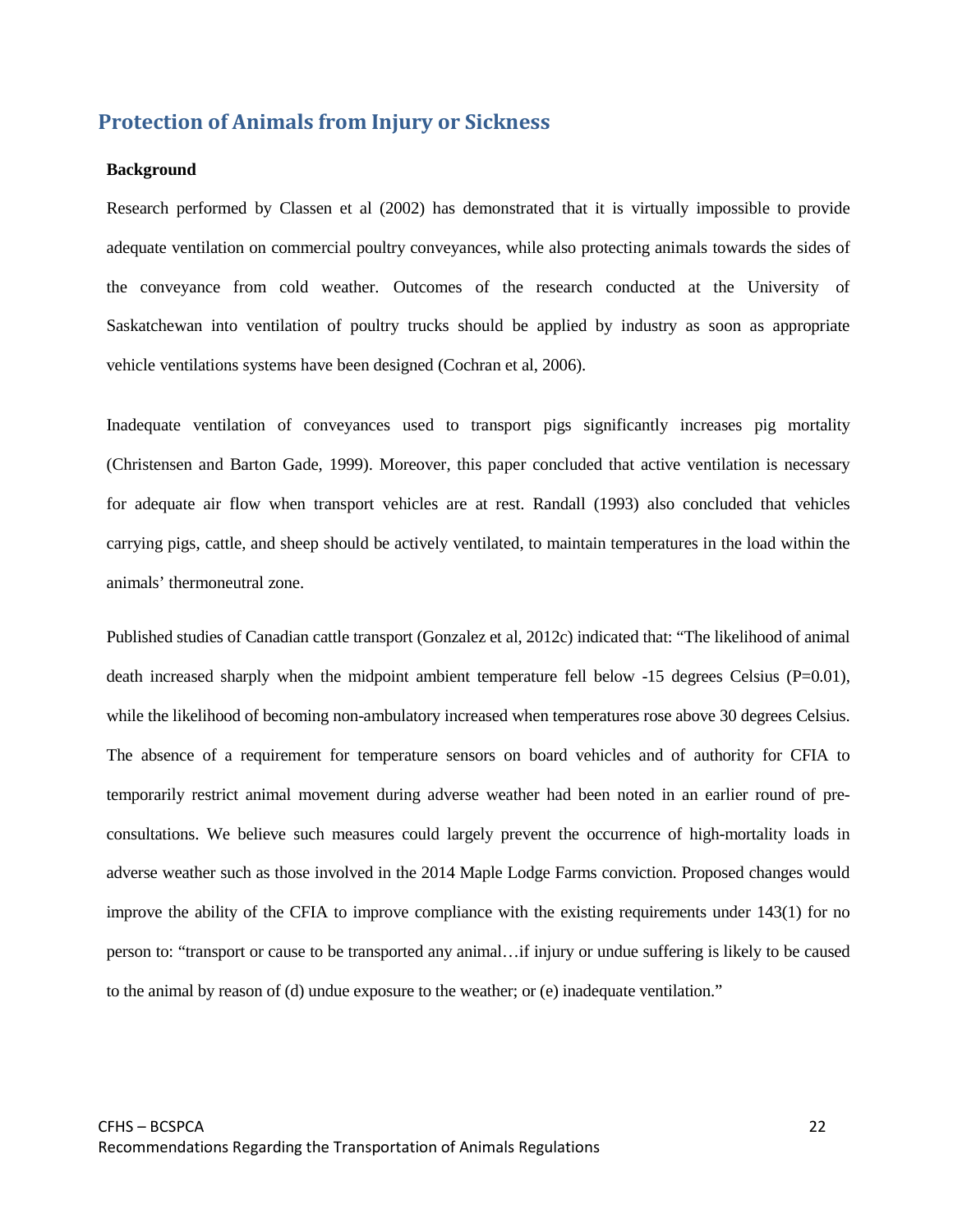## Protection of Animals from Injury or Sickness

**Background**

Research performed by Classen et al (2002) has demonstrated that it is virtually impossible to provide adequate ventilation on commercial poultry conveyances, while also protecting animals towards the sides of the conveyance from cold weather. Outcomes of the research conducted at the University of Saskatchewan into ventilation of poultry trucks should be applied by industry as soon as appropriate vehicle ventilations systems have been designed (Cochran et al, 2006).

Inadequate ventilation of conveyances used to transport pigs significantly increases pig mortality (Christensen and Barton Gade, 1999). Moreover, this paper concluded that active ventilation is necessary for adequate air flow when transport vehicles are at rest. Randall (1993) also concluded that vehicles carrying pigs, cattle, and sheep should be actively ventilated, to maintain temperatures in the load within the animals' thermoneutral zone.

Published studies of Canadian cattle transport (Gonzalez et al, 2012c) indicated that: "The likelihood of animal death increased sharply when the midpoint ambient temperature fell below -15 degrees Celsius ($P=0.01$), while the likelihood of becoming non-ambulatory increased when temperatures rose above 30 degrees Celsius. The absence of a requirement for temperature sensors on board vehicles and of authority for CFIA to temporarily restrict animal movement during adverse weather had been noted in an earlier round of pre-consultations. We believe such measures could largely prevent the occurrence of high-mortality loads in adverse weather such as those involved in the 2014 Maple Lodge Farms conviction. Proposed changes would improve the ability of the CFIA to improve compliance with the existing requirements under 143(1) for no person to: "transport or cause to be transported any animal…if injury or undue suffering is likely to be caused to the animal by reason of (d) undue exposure to the weather; or (e) inadequate ventilation."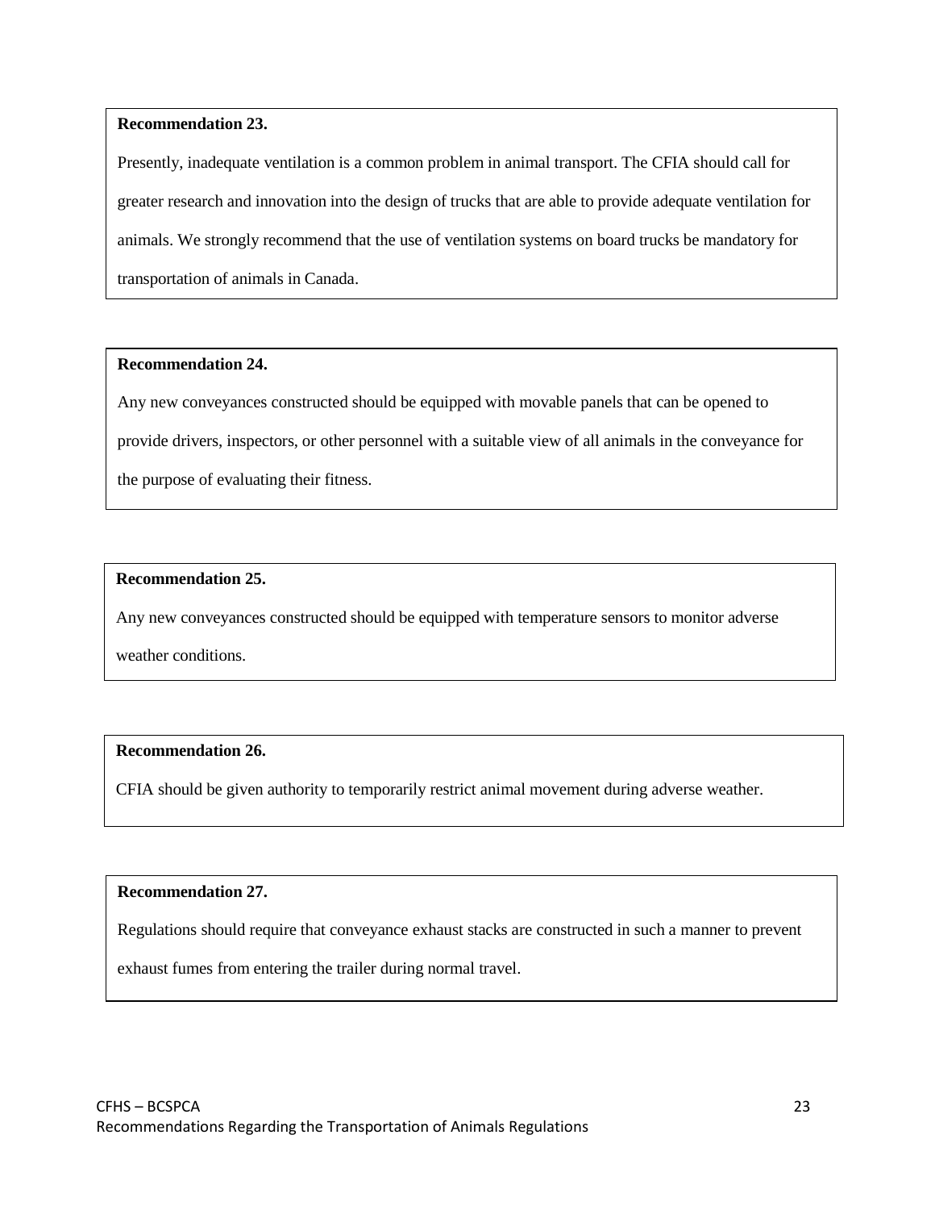**Recommendation 23.**

Presently, inadequate ventilation is a common problem in animal transport. The CFIA should call for greater research and innovation into the design of trucks that are able to provide adequate ventilation for animals. We strongly recommend that the use of ventilation systems on board trucks be mandatory for transportation of animals in Canada.

**Recommendation 24.**

Any new conveyances constructed should be equipped with movable panels that can be opened to provide drivers, inspectors, or other personnel with a suitable view of all animals in the conveyance for the purpose of evaluating their fitness.

**Recommendation 25.**

Any new conveyances constructed should be equipped with temperature sensors to monitor adverse weather conditions.

**Recommendation 26.**

CFIA should be given authority to temporarily restrict animal movement during adverse weather.

**Recommendation 27.**

Regulations should require that conveyance exhaust stacks are constructed in such a manner to prevent exhaust fumes from entering the trailer during normal travel.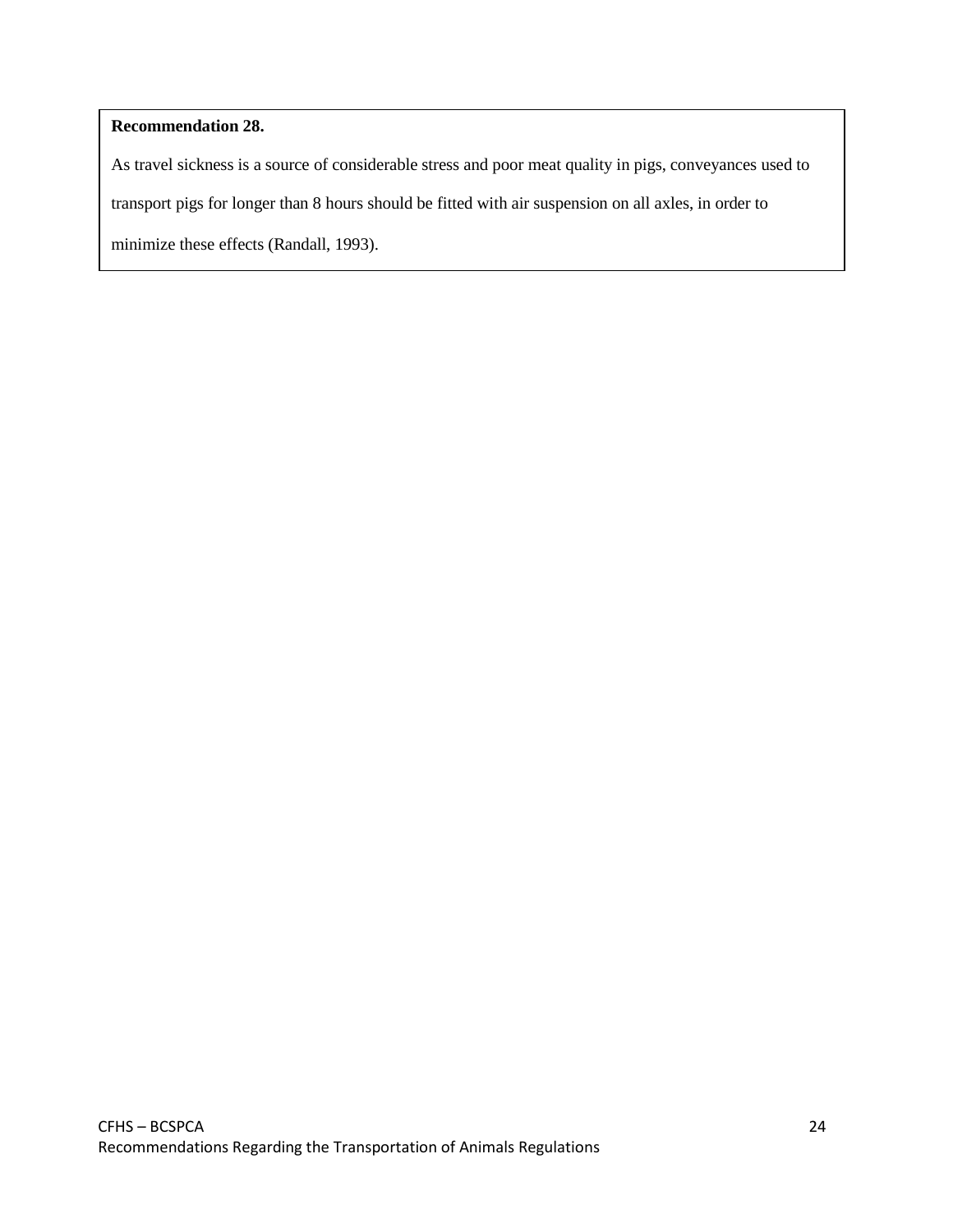**Recommendation 28.**

As travel sickness is a source of considerable stress and poor meat quality in pigs, conveyances used to transport pigs for longer than 8 hours should be fitted with air suspension on all axles, in order to minimize these effects (Randall, 1993).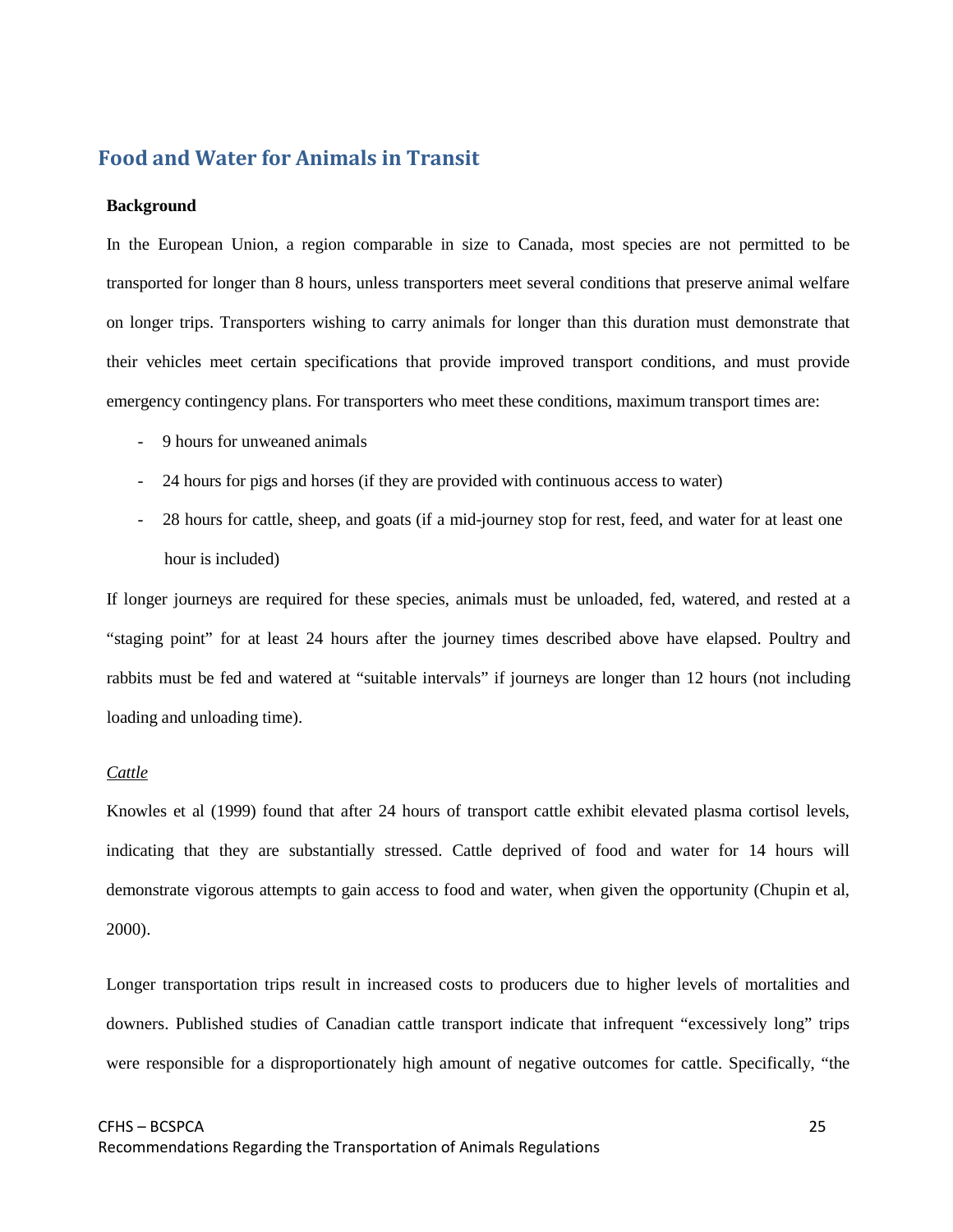## Food and Water for Animals in Transit

**Background**

In the European Union, a region comparable in size to Canada, most species are not permitted to be transported for longer than 8 hours, unless transporters meet several conditions that preserve animal welfare on longer trips. Transporters wishing to carry animals for longer than this duration must demonstrate that their vehicles meet certain specifications that provide improved transport conditions, and must provide emergency contingency plans. For transporters who meet these conditions, maximum transport times are:

- 9 hours for unweaned animals
- 24 hours for pigs and horses (if they are provided with continuous access to water)
- 28 hours for cattle, sheep, and goats (if a mid-journey stop for rest, feed, and water for at least one hour is included)

If longer journeys are required for these species, animals must be unloaded, fed, watered, and rested at a "staging point" for at least 24 hours after the journey times described above have elapsed. Poultry and rabbits must be fed and watered at "suitable intervals" if journeys are longer than 12 hours (not including loading and unloading time).

*Cattle*

Knowles et al (1999) found that after 24 hours of transport cattle exhibit elevated plasma cortisol levels, indicating that they are substantially stressed. Cattle deprived of food and water for 14 hours will demonstrate vigorous attempts to gain access to food and water, when given the opportunity (Chupin et al, 2000).

Longer transportation trips result in increased costs to producers due to higher levels of mortalities and downers. Published studies of Canadian cattle transport indicate that infrequent "excessively long" trips were responsible for a disproportionately high amount of negative outcomes for cattle. Specifically, "the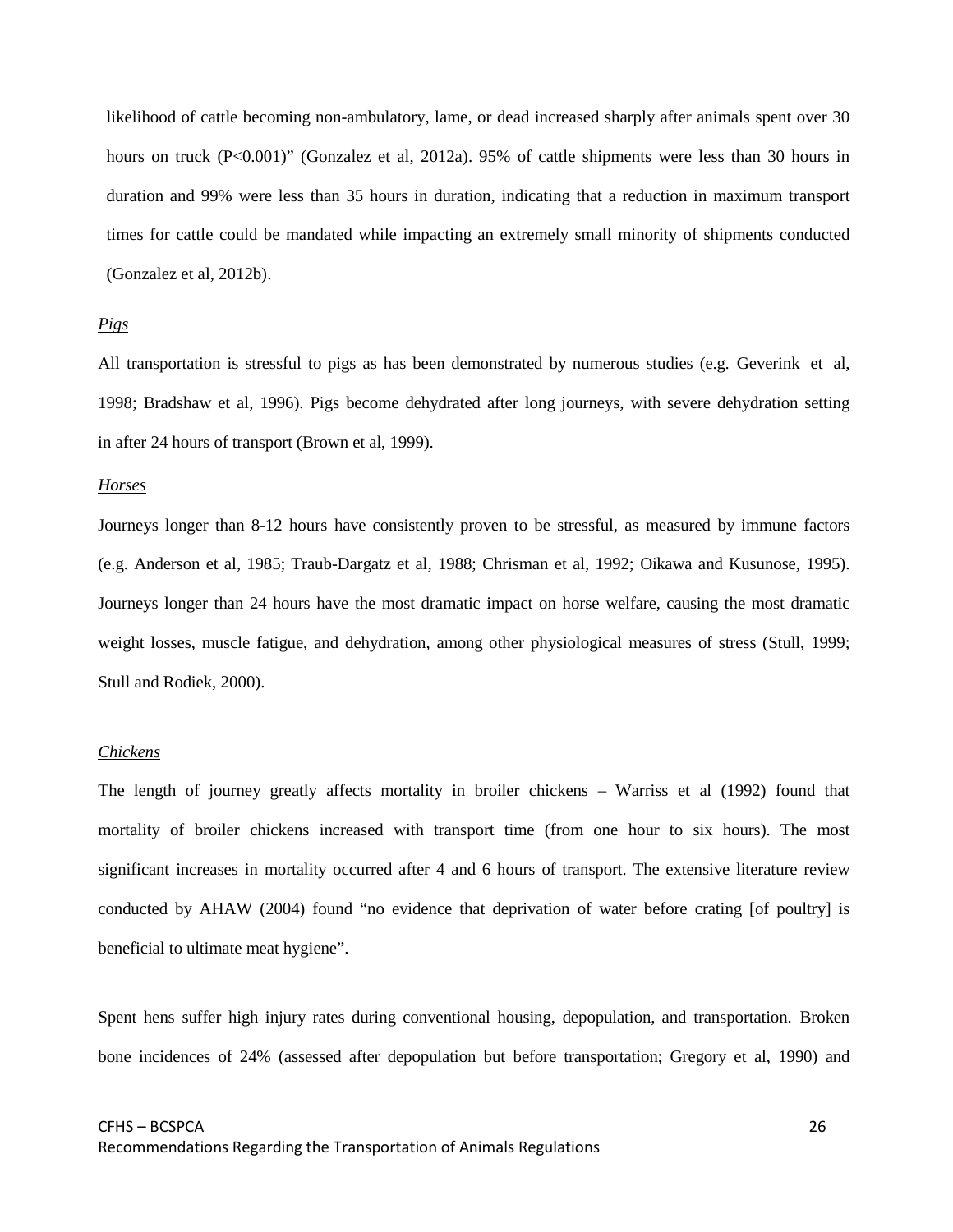likelihood of cattle becoming non-ambulatory, lame, or dead increased sharply after animals spent over 30 hours on truck ($P<0.001$)" (Gonzalez et al, 2012a). 95% of cattle shipments were less than 30 hours in duration and 99% were less than 35 hours in duration, indicating that a reduction in maximum transport times for cattle could be mandated while impacting an extremely small minority of shipments conducted (Gonzalez et al, 2012b).

*Pigs*

All transportation is stressful to pigs as has been demonstrated by numerous studies (e.g. Geverink et al, 1998; Bradshaw et al, 1996). Pigs become dehydrated after long journeys, with severe dehydration setting in after 24 hours of transport (Brown et al, 1999).

*Horses*

Journeys longer than 8-12 hours have consistently proven to be stressful, as measured by immune factors (e.g. Anderson et al, 1985; Traub-Dargatz et al, 1988; Chrisman et al, 1992; Oikawa and Kusunose, 1995). Journeys longer than 24 hours have the most dramatic impact on horse welfare, causing the most dramatic weight losses, muscle fatigue, and dehydration, among other physiological measures of stress (Stull, 1999; Stull and Rodiek, 2000).

*Chickens*

The length of journey greatly affects mortality in broiler chickens – Warriss et al (1992) found that mortality of broiler chickens increased with transport time (from one hour to six hours). The most significant increases in mortality occurred after 4 and 6 hours of transport. The extensive literature review conducted by AHAW (2004) found "no evidence that deprivation of water before crating [of poultry] is beneficial to ultimate meat hygiene".

Spent hens suffer high injury rates during conventional housing, depopulation, and transportation. Broken bone incidences of 24% (assessed after depopulation but before transportation; Gregory et al, 1990) and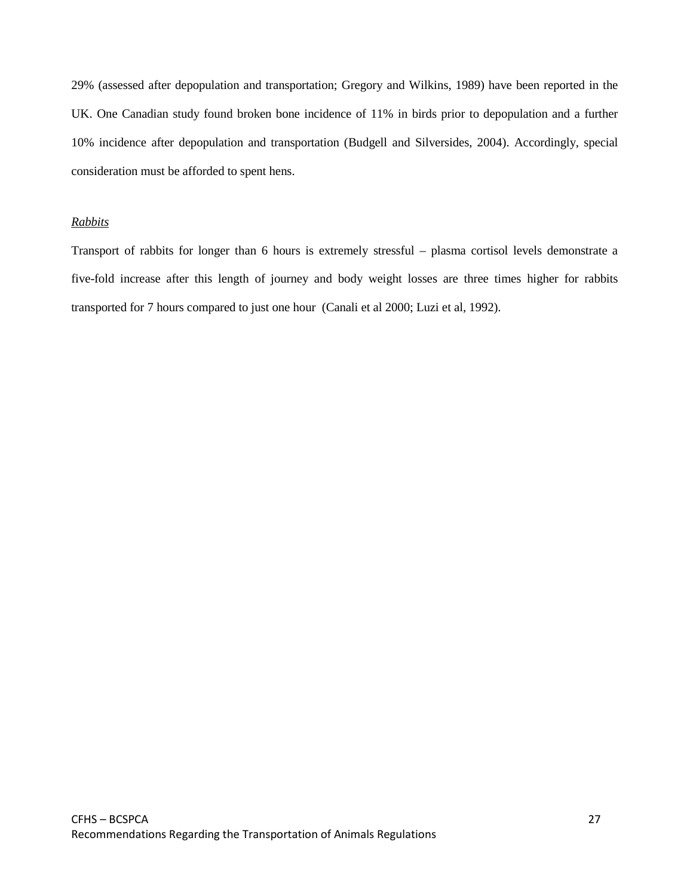29% (assessed after depopulation and transportation; Gregory and Wilkins, 1989) have been reported in the UK. One Canadian study found broken bone incidence of 11% in birds prior to depopulation and a further 10% incidence after depopulation and transportation (Budgell and Silversides, 2004). Accordingly, special consideration must be afforded to spent hens.

*Rabbits*

Transport of rabbits for longer than 6 hours is extremely stressful – plasma cortisol levels demonstrate a five-fold increase after this length of journey and body weight losses are three times higher for rabbits transported for 7 hours compared to just one hour (Canali et al 2000; Luzi et al, 1992).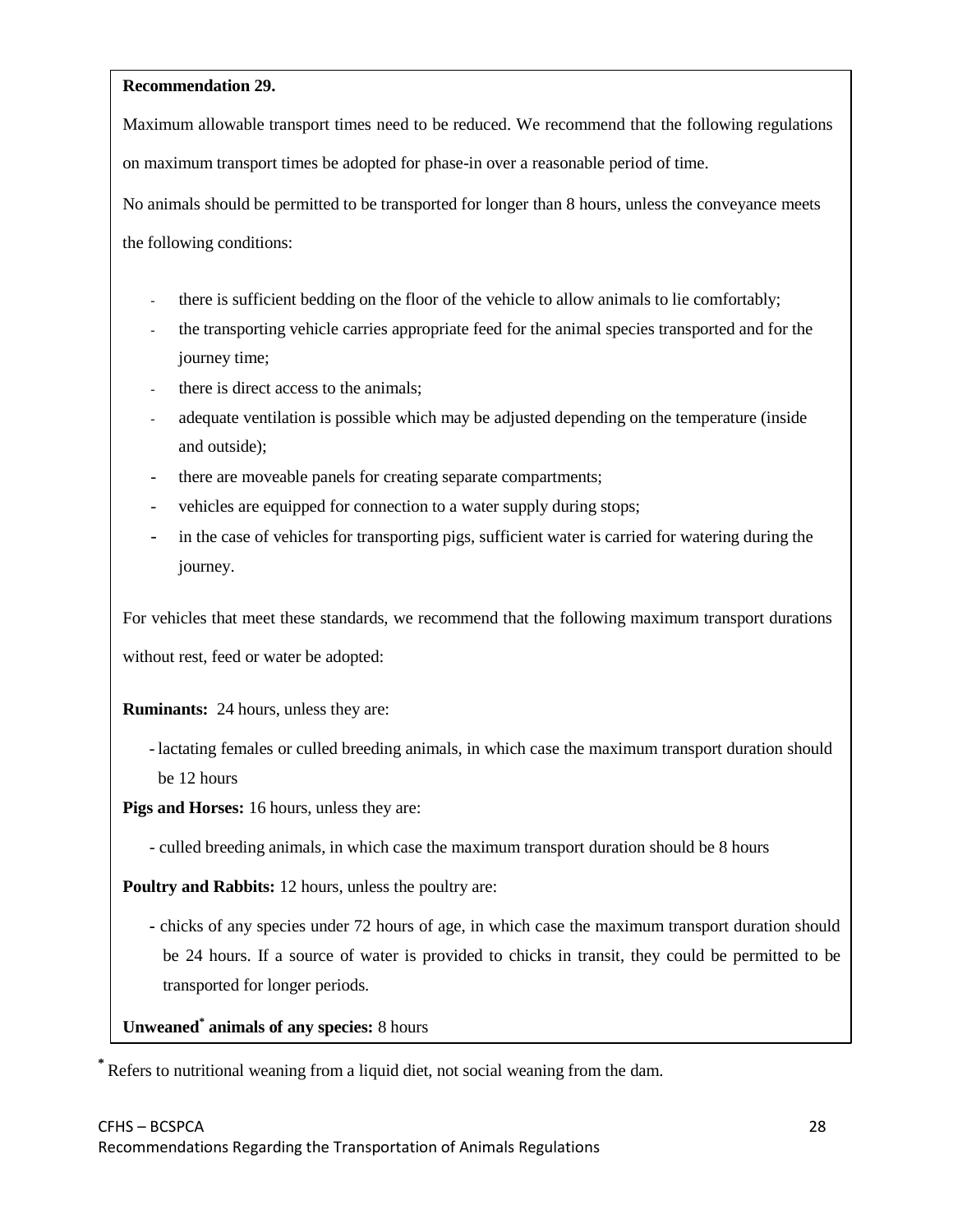**Recommendation 29.**

Maximum allowable transport times need to be reduced. We recommend that the following regulations on maximum transport times be adopted for phase-in over a reasonable period of time.

No animals should be permitted to be transported for longer than 8 hours, unless the conveyance meets the following conditions:

- there is sufficient bedding on the floor of the vehicle to allow animals to lie comfortably;
- the transporting vehicle carries appropriate feed for the animal species transported and for the journey time;
- there is direct access to the animals;
- adequate ventilation is possible which may be adjusted depending on the temperature (inside and outside);
- there are moveable panels for creating separate compartments;
- vehicles are equipped for connection to a water supply during stops;
- in the case of vehicles for transporting pigs, sufficient water is carried for watering during the journey.

For vehicles that meet these standards, we recommend that the following maximum transport durations without rest, feed or water be adopted:

**Ruminants:** 24 hours, unless they are:

- lactating females or culled breeding animals, in which case the maximum transport duration should be 12 hours

**Pigs and Horses:** 16 hours, unless they are:

- culled breeding animals, in which case the maximum transport duration should be 8 hours

**Poultry and Rabbits:** 12 hours, unless the poultry are:

- chicks of any species under 72 hours of age, in which case the maximum transport duration should be 24 hours. If a source of water is provided to chicks in transit, they could be permitted to be transported for longer periods.

**Unweaned* animals of any species:** 8 hours

\* Refers to nutritional weaning from a liquid diet, not social weaning from the dam.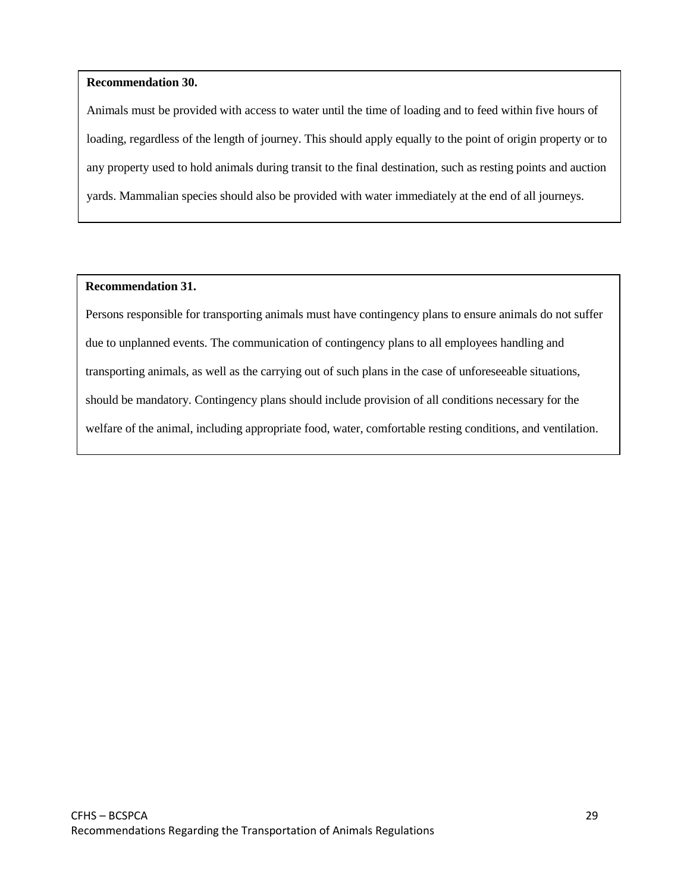**Recommendation 30.**

Animals must be provided with access to water until the time of loading and to feed within five hours of loading, regardless of the length of journey. This should apply equally to the point of origin property or to any property used to hold animals during transit to the final destination, such as resting points and auction yards. Mammalian species should also be provided with water immediately at the end of all journeys.

**Recommendation 31.**

Persons responsible for transporting animals must have contingency plans to ensure animals do not suffer due to unplanned events. The communication of contingency plans to all employees handling and transporting animals, as well as the carrying out of such plans in the case of unforeseeable situations, should be mandatory. Contingency plans should include provision of all conditions necessary for the welfare of the animal, including appropriate food, water, comfortable resting conditions, and ventilation.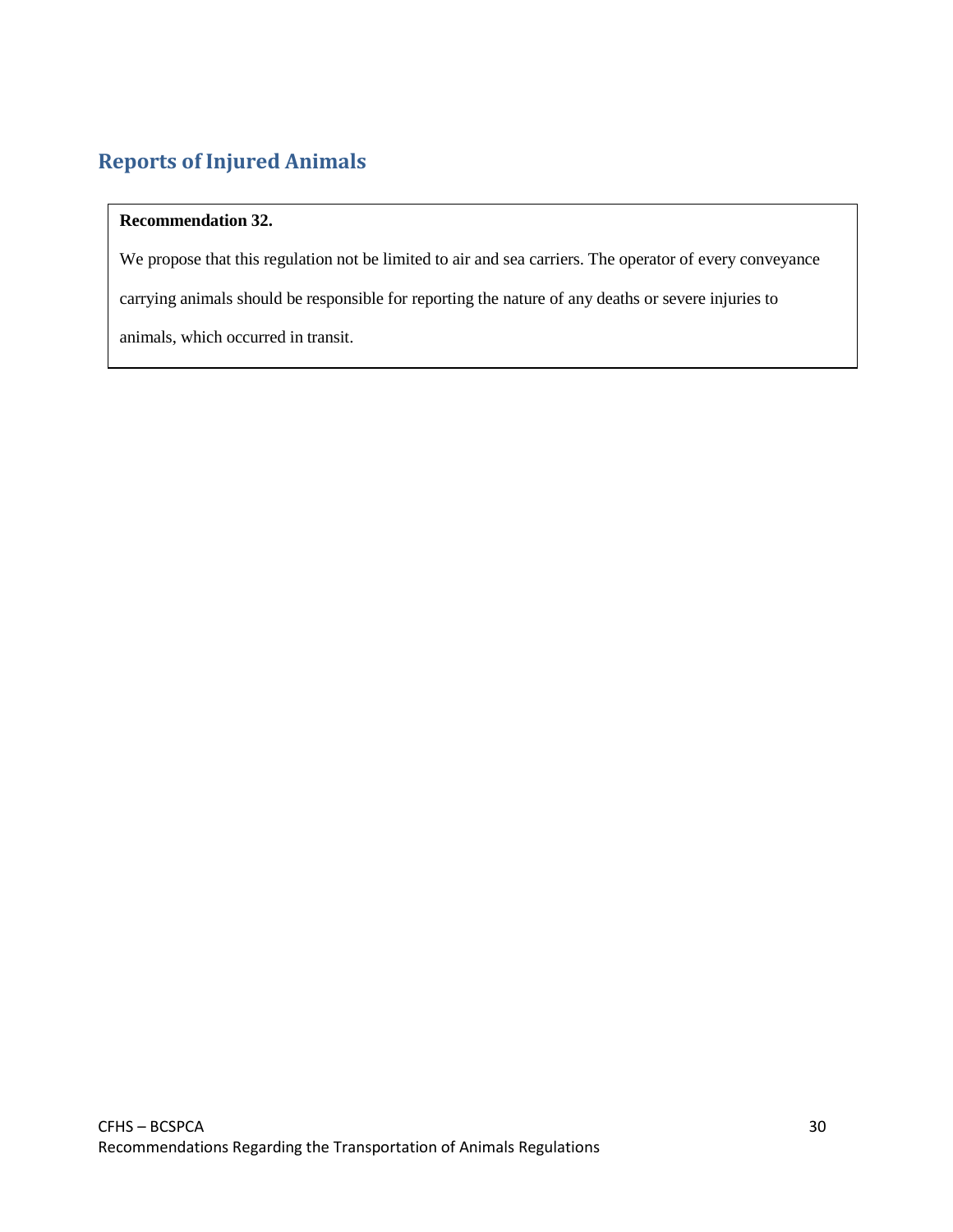## Reports of Injured Animals

**Recommendation 32.**

We propose that this regulation not be limited to air and sea carriers. The operator of every conveyance carrying animals should be responsible for reporting the nature of any deaths or severe injuries to animals, which occurred in transit.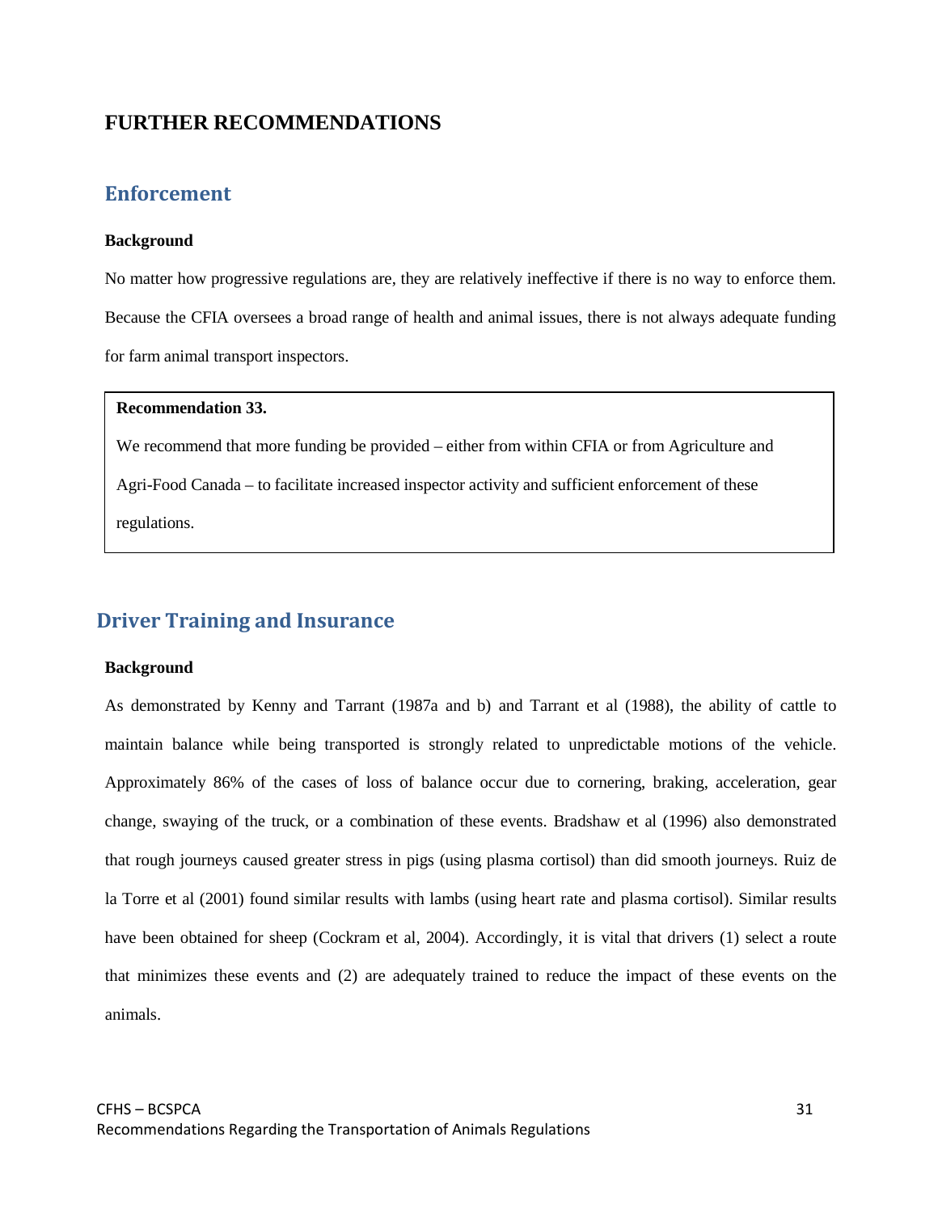## FURTHER RECOMMENDATIONS

### Enforcement

**Background**

No matter how progressive regulations are, they are relatively ineffective if there is no way to enforce them. Because the CFIA oversees a broad range of health and animal issues, there is not always adequate funding for farm animal transport inspectors.

> **Recommendation 33.**
>
> We recommend that more funding be provided – either from within CFIA or from Agriculture and Agri-Food Canada – to facilitate increased inspector activity and sufficient enforcement of these regulations.

### Driver Training and Insurance

**Background**

As demonstrated by Kenny and Tarrant (1987a and b) and Tarrant et al (1988), the ability of cattle to maintain balance while being transported is strongly related to unpredictable motions of the vehicle. Approximately 86% of the cases of loss of balance occur due to cornering, braking, acceleration, gear change, swaying of the truck, or a combination of these events. Bradshaw et al (1996) also demonstrated that rough journeys caused greater stress in pigs (using plasma cortisol) than did smooth journeys. Ruiz de la Torre et al (2001) found similar results with lambs (using heart rate and plasma cortisol). Similar results have been obtained for sheep (Cockram et al, 2004). Accordingly, it is vital that drivers (1) select a route that minimizes these events and (2) are adequately trained to reduce the impact of these events on the animals.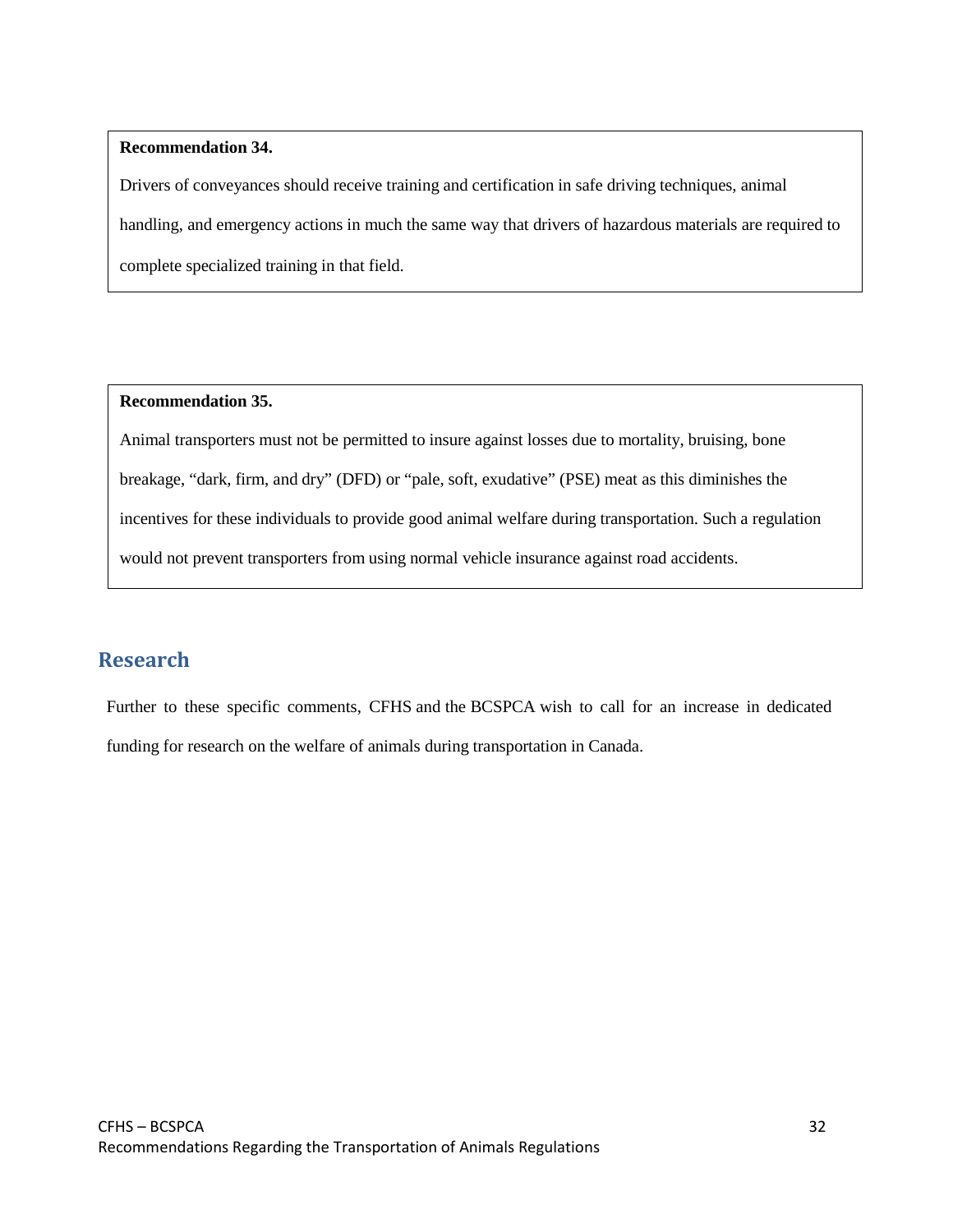**Recommendation 34.**

Drivers of conveyances should receive training and certification in safe driving techniques, animal handling, and emergency actions in much the same way that drivers of hazardous materials are required to complete specialized training in that field.

**Recommendation 35.**

Animal transporters must not be permitted to insure against losses due to mortality, bruising, bone breakage, "dark, firm, and dry" (DFD) or "pale, soft, exudative" (PSE) meat as this diminishes the incentives for these individuals to provide good animal welfare during transportation. Such a regulation would not prevent transporters from using normal vehicle insurance against road accidents.

## Research

Further to these specific comments, CFHS and the BCSPCA wish to call for an increase in dedicated funding for research on the welfare of animals during transportation in Canada.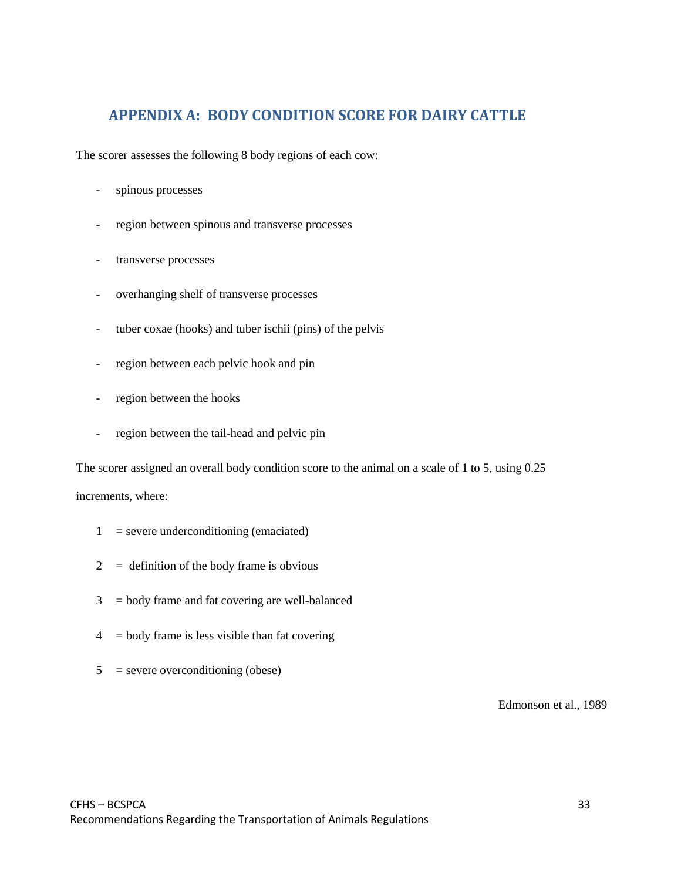## APPENDIX A: BODY CONDITION SCORE FOR DAIRY CATTLE

The scorer assesses the following 8 body regions of each cow:

- spinous processes
- region between spinous and transverse processes
- transverse processes
- overhanging shelf of transverse processes
- tuber coxae (hooks) and tuber ischii (pins) of the pelvis
- region between each pelvic hook and pin
- region between the hooks
- region between the tail-head and pelvic pin

The scorer assigned an overall body condition score to the animal on a scale of 1 to 5, using 0.25 increments, where:

1 = severe underconditioning (emaciated)

2 = definition of the body frame is obvious

3 = body frame and fat covering are well-balanced

4 = body frame is less visible than fat covering

5 = severe overconditioning (obese)

Edmonson et al., 1989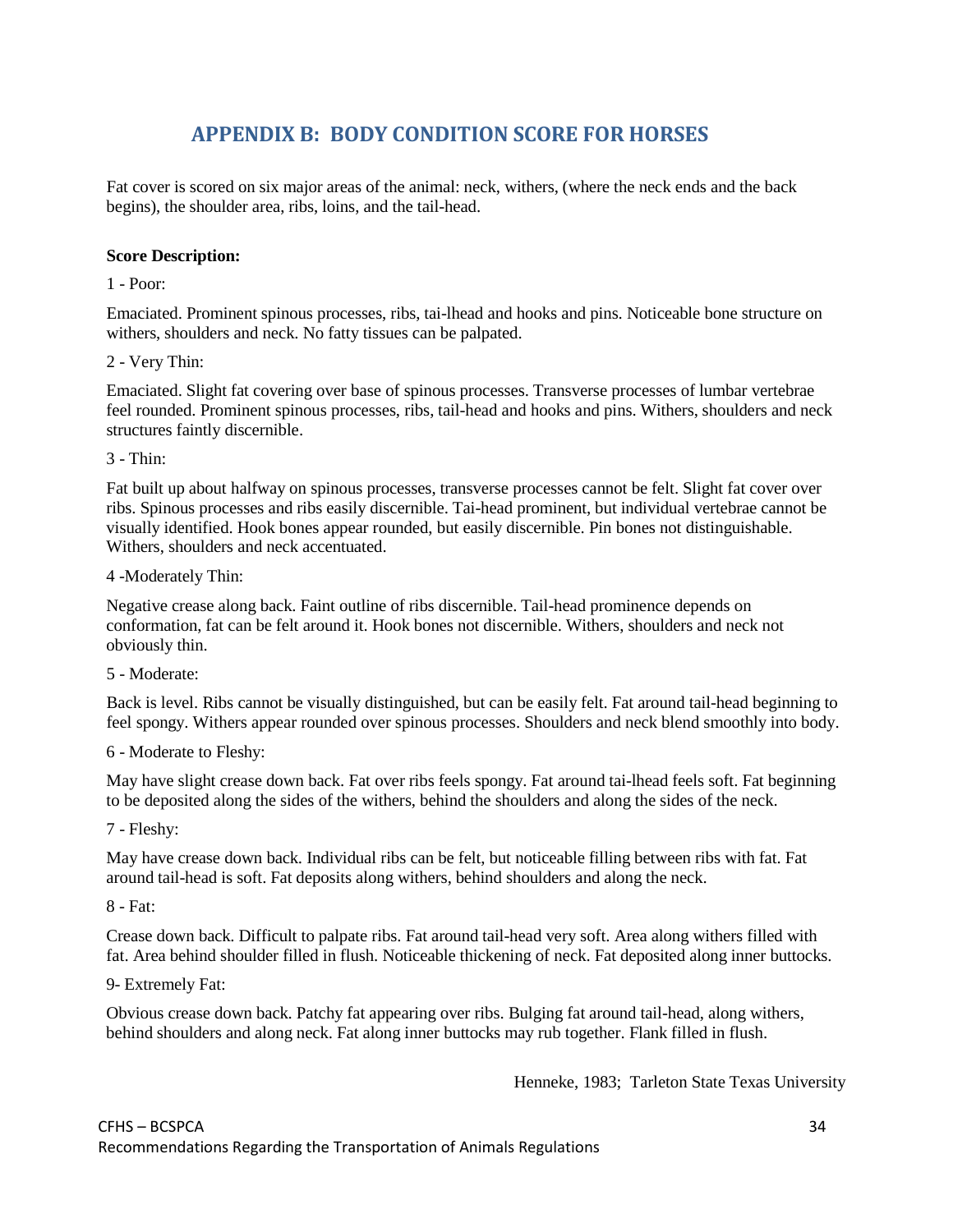## APPENDIX B: BODY CONDITION SCORE FOR HORSES

Fat cover is scored on six major areas of the animal: neck, withers, (where the neck ends and the back begins), the shoulder area, ribs, loins, and the tail-head.

**Score Description:**

1 - Poor:

Emaciated. Prominent spinous processes, ribs, tai-lhead and hooks and pins. Noticeable bone structure on withers, shoulders and neck. No fatty tissues can be palpated.

2 - Very Thin:

Emaciated. Slight fat covering over base of spinous processes. Transverse processes of lumbar vertebrae feel rounded. Prominent spinous processes, ribs, tail-head and hooks and pins. Withers, shoulders and neck structures faintly discernible.

3 - Thin:

Fat built up about halfway on spinous processes, transverse processes cannot be felt. Slight fat cover over ribs. Spinous processes and ribs easily discernible. Tai-head prominent, but individual vertebrae cannot be visually identified. Hook bones appear rounded, but easily discernible. Pin bones not distinguishable. Withers, shoulders and neck accentuated.

4 -Moderately Thin:

Negative crease along back. Faint outline of ribs discernible. Tail-head prominence depends on conformation, fat can be felt around it. Hook bones not discernible. Withers, shoulders and neck not obviously thin.

5 - Moderate:

Back is level. Ribs cannot be visually distinguished, but can be easily felt. Fat around tail-head beginning to feel spongy. Withers appear rounded over spinous processes. Shoulders and neck blend smoothly into body.

6 - Moderate to Fleshy:

May have slight crease down back. Fat over ribs feels spongy. Fat around tai-lhead feels soft. Fat beginning to be deposited along the sides of the withers, behind the shoulders and along the sides of the neck.

7 - Fleshy:

May have crease down back. Individual ribs can be felt, but noticeable filling between ribs with fat. Fat around tail-head is soft. Fat deposits along withers, behind shoulders and along the neck.

8 - Fat:

Crease down back. Difficult to palpate ribs. Fat around tail-head very soft. Area along withers filled with fat. Area behind shoulder filled in flush. Noticeable thickening of neck. Fat deposited along inner buttocks.

9- Extremely Fat:

Obvious crease down back. Patchy fat appearing over ribs. Bulging fat around tail-head, along withers, behind shoulders and along neck. Fat along inner buttocks may rub together. Flank filled in flush.

Henneke, 1983; Tarleton State Texas University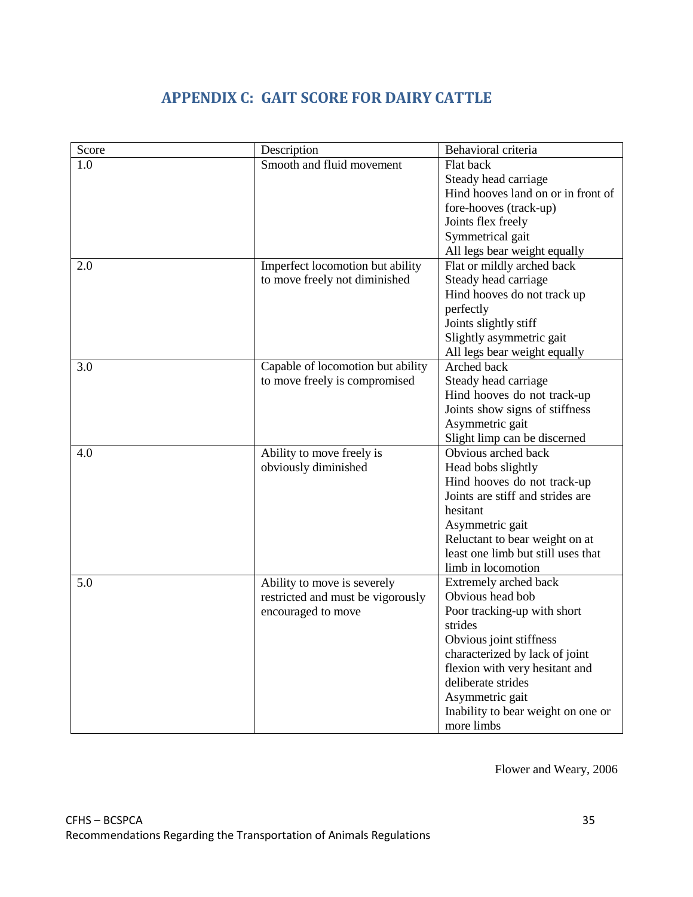## APPENDIX C: GAIT SCORE FOR DAIRY CATTLE

| Score | Description | Behavioral criteria |
|---|---|---|
| 1.0 | Smooth and fluid movement | Flat back<br>Steady head carriage<br>Hind hooves land on or in front of fore-hooves (track-up)<br>Joints flex freely<br>Symmetrical gait<br>All legs bear weight equally |
| 2.0 | Imperfect locomotion but ability to move freely not diminished | Flat or mildly arched back<br>Steady head carriage<br>Hind hooves do not track up perfectly<br>Joints slightly stiff<br>Slightly asymmetric gait<br>All legs bear weight equally |
| 3.0 | Capable of locomotion but ability to move freely is compromised | Arched back<br>Steady head carriage<br>Hind hooves do not track-up<br>Joints show signs of stiffness<br>Asymmetric gait<br>Slight limp can be discerned |
| 4.0 | Ability to move freely is obviously diminished | Obvious arched back<br>Head bobs slightly<br>Hind hooves do not track-up<br>Joints are stiff and strides are hesitant<br>Asymmetric gait<br>Reluctant to bear weight on at least one limb but still uses that limb in locomotion |
| 5.0 | Ability to move is severely restricted and must be vigorously encouraged to move | Extremely arched back<br>Obvious head bob<br>Poor tracking-up with short strides<br>Obvious joint stiffness characterized by lack of joint flexion with very hesitant and deliberate strides<br>Asymmetric gait<br>Inability to bear weight on one or more limbs |

Flower and Weary, 2006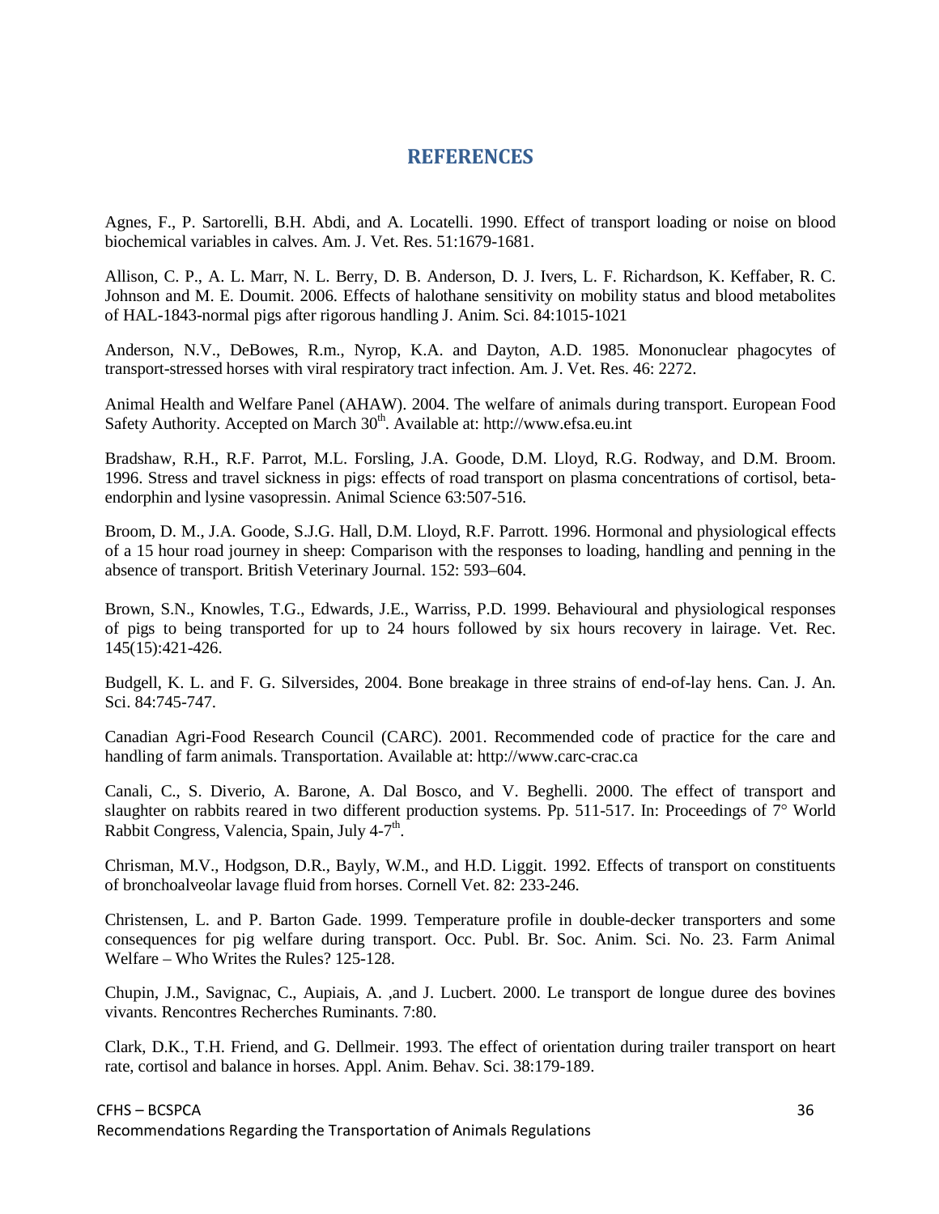# REFERENCES

Agnes, F., P. Sartorelli, B.H. Abdi, and A. Locatelli. 1990. Effect of transport loading or noise on blood biochemical variables in calves. Am. J. Vet. Res. 51:1679-1681.

Allison, C. P., A. L. Marr, N. L. Berry, D. B. Anderson, D. J. Ivers, L. F. Richardson, K. Keffaber, R. C. Johnson and M. E. Doumit. 2006. Effects of halothane sensitivity on mobility status and blood metabolites of HAL-1843-normal pigs after rigorous handling J. Anim. Sci. 84:1015-1021

Anderson, N.V., DeBowes, R.m., Nyrop, K.A. and Dayton, A.D. 1985. Mononuclear phagocytes of transport-stressed horses with viral respiratory tract infection. Am. J. Vet. Res. 46: 2272.

Animal Health and Welfare Panel (AHAW). 2004. The welfare of animals during transport. European Food Safety Authority. Accepted on March 30th. Available at: http://www.efsa.eu.int

Bradshaw, R.H., R.F. Parrot, M.L. Forsling, J.A. Goode, D.M. Lloyd, R.G. Rodway, and D.M. Broom. 1996. Stress and travel sickness in pigs: effects of road transport on plasma concentrations of cortisol, beta-endorphin and lysine vasopressin. Animal Science 63:507-516.

Broom, D. M., J.A. Goode, S.J.G. Hall, D.M. Lloyd, R.F. Parrott. 1996. Hormonal and physiological effects of a 15 hour road journey in sheep: Comparison with the responses to loading, handling and penning in the absence of transport. British Veterinary Journal. 152: 593–604.

Brown, S.N., Knowles, T.G., Edwards, J.E., Warriss, P.D. 1999. Behavioural and physiological responses of pigs to being transported for up to 24 hours followed by six hours recovery in lairage. Vet. Rec. 145(15):421-426.

Budgell, K. L. and F. G. Silversides, 2004. Bone breakage in three strains of end-of-lay hens. Can. J. An. Sci. 84:745-747.

Canadian Agri-Food Research Council (CARC). 2001. Recommended code of practice for the care and handling of farm animals. Transportation. Available at: http://www.carc-crac.ca

Canali, C., S. Diverio, A. Barone, A. Dal Bosco, and V. Beghelli. 2000. The effect of transport and slaughter on rabbits reared in two different production systems. Pp. 511-517. In: Proceedings of 7° World Rabbit Congress, Valencia, Spain, July 4-7th.

Chrisman, M.V., Hodgson, D.R., Bayly, W.M., and H.D. Liggit. 1992. Effects of transport on constituents of bronchoalveolar lavage fluid from horses. Cornell Vet. 82: 233-246.

Christensen, L. and P. Barton Gade. 1999. Temperature profile in double-decker transporters and some consequences for pig welfare during transport. Occ. Publ. Br. Soc. Anim. Sci. No. 23. Farm Animal Welfare – Who Writes the Rules? 125-128.

Chupin, J.M., Savignac, C., Aupiais, A. ,and J. Lucbert. 2000. Le transport de longue duree des bovines vivants. Rencontres Recherches Ruminants. 7:80.

Clark, D.K., T.H. Friend, and G. Dellmeir. 1993. The effect of orientation during trailer transport on heart rate, cortisol and balance in horses. Appl. Anim. Behav. Sci. 38:179-189.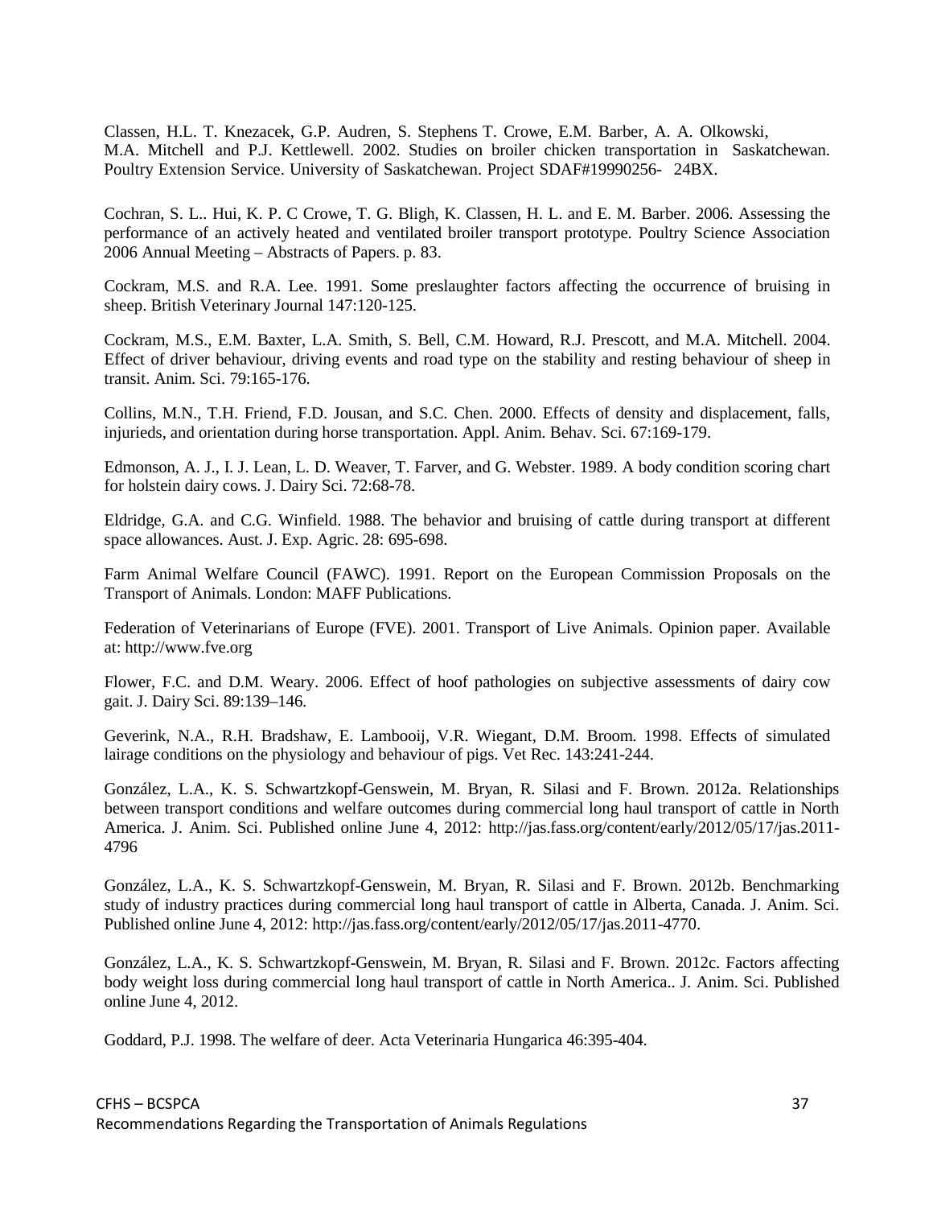Classen, H.L. T. Knezacek, G.P. Audren, S. Stephens T. Crowe, E.M. Barber, A. A. Olkowski, M.A. Mitchell and P.J. Kettlewell. 2002. Studies on broiler chicken transportation in Saskatchewan. Poultry Extension Service. University of Saskatchewan. Project SDAF#19990256- 24BX.

Cochran, S. L.. Hui, K. P. C Crowe, T. G. Bligh, K. Classen, H. L. and E. M. Barber. 2006. Assessing the performance of an actively heated and ventilated broiler transport prototype. Poultry Science Association 2006 Annual Meeting – Abstracts of Papers. p. 83.

Cockram, M.S. and R.A. Lee. 1991. Some preslaughter factors affecting the occurrence of bruising in sheep. British Veterinary Journal 147:120-125.

Cockram, M.S., E.M. Baxter, L.A. Smith, S. Bell, C.M. Howard, R.J. Prescott, and M.A. Mitchell. 2004. Effect of driver behaviour, driving events and road type on the stability and resting behaviour of sheep in transit. Anim. Sci. 79:165-176.

Collins, M.N., T.H. Friend, F.D. Jousan, and S.C. Chen. 2000. Effects of density and displacement, falls, injurieds, and orientation during horse transportation. Appl. Anim. Behav. Sci. 67:169-179.

Edmonson, A. J., I. J. Lean, L. D. Weaver, T. Farver, and G. Webster. 1989. A body condition scoring chart for holstein dairy cows. J. Dairy Sci. 72:68-78.

Eldridge, G.A. and C.G. Winfield. 1988. The behavior and bruising of cattle during transport at different space allowances. Aust. J. Exp. Agric. 28: 695-698.

Farm Animal Welfare Council (FAWC). 1991. Report on the European Commission Proposals on the Transport of Animals. London: MAFF Publications.

Federation of Veterinarians of Europe (FVE). 2001. Transport of Live Animals. Opinion paper. Available at: http://www.fve.org

Flower, F.C. and D.M. Weary. 2006. Effect of hoof pathologies on subjective assessments of dairy cow gait. J. Dairy Sci. 89:139–146.

Geverink, N.A., R.H. Bradshaw, E. Lambooij, V.R. Wiegant, D.M. Broom. 1998. Effects of simulated lairage conditions on the physiology and behaviour of pigs. Vet Rec. 143:241-244.

González, L.A., K. S. Schwartzkopf-Genswein, M. Bryan, R. Silasi and F. Brown. 2012a. Relationships between transport conditions and welfare outcomes during commercial long haul transport of cattle in North America. J. Anim. Sci. Published online June 4, 2012: http://jas.fass.org/content/early/2012/05/17/jas.2011-4796

González, L.A., K. S. Schwartzkopf-Genswein, M. Bryan, R. Silasi and F. Brown. 2012b. Benchmarking study of industry practices during commercial long haul transport of cattle in Alberta, Canada. J. Anim. Sci. Published online June 4, 2012: http://jas.fass.org/content/early/2012/05/17/jas.2011-4770.

González, L.A., K. S. Schwartzkopf-Genswein, M. Bryan, R. Silasi and F. Brown. 2012c. Factors affecting body weight loss during commercial long haul transport of cattle in North America.. J. Anim. Sci. Published online June 4, 2012.

Goddard, P.J. 1998. The welfare of deer. Acta Veterinaria Hungarica 46:395-404.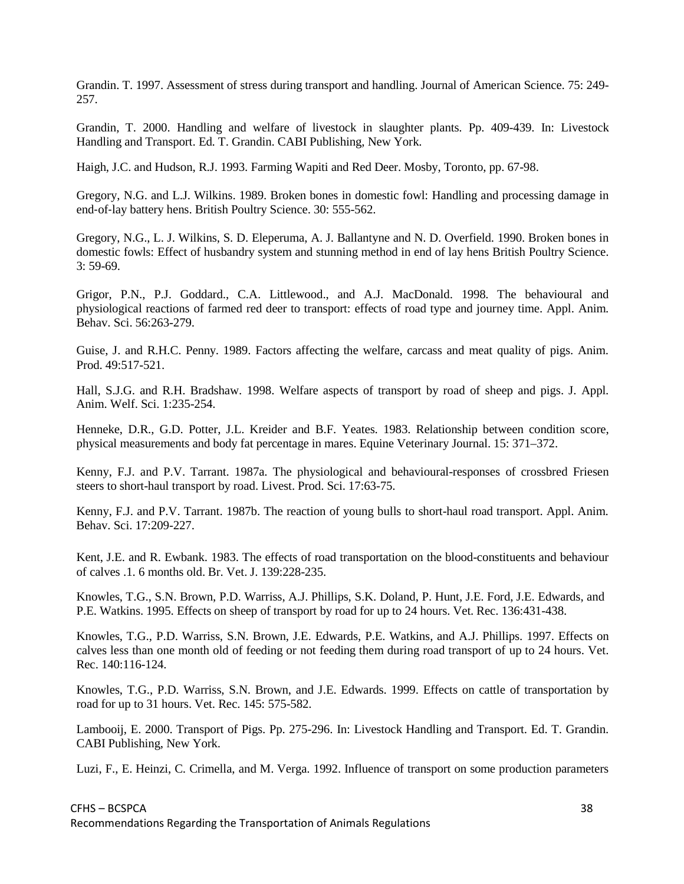Grandin. T. 1997. Assessment of stress during transport and handling. Journal of American Science. 75: 249-257.

Grandin, T. 2000. Handling and welfare of livestock in slaughter plants. Pp. 409-439. In: Livestock Handling and Transport. Ed. T. Grandin. CABI Publishing, New York.

Haigh, J.C. and Hudson, R.J. 1993. Farming Wapiti and Red Deer. Mosby, Toronto, pp. 67-98.

Gregory, N.G. and L.J. Wilkins. 1989. Broken bones in domestic fowl: Handling and processing damage in end-of-lay battery hens. British Poultry Science. 30: 555-562.

Gregory, N.G., L. J. Wilkins, S. D. Eleperuma, A. J. Ballantyne and N. D. Overfield. 1990. Broken bones in domestic fowls: Effect of husbandry system and stunning method in end of lay hens British Poultry Science. 3: 59-69.

Grigor, P.N., P.J. Goddard., C.A. Littlewood., and A.J. MacDonald. 1998. The behavioural and physiological reactions of farmed red deer to transport: effects of road type and journey time. Appl. Anim. Behav. Sci. 56:263-279.

Guise, J. and R.H.C. Penny. 1989. Factors affecting the welfare, carcass and meat quality of pigs. Anim. Prod. 49:517-521.

Hall, S.J.G. and R.H. Bradshaw. 1998. Welfare aspects of transport by road of sheep and pigs. J. Appl. Anim. Welf. Sci. 1:235-254.

Henneke, D.R., G.D. Potter, J.L. Kreider and B.F. Yeates. 1983. Relationship between condition score, physical measurements and body fat percentage in mares. Equine Veterinary Journal. 15: 371–372.

Kenny, F.J. and P.V. Tarrant. 1987a. The physiological and behavioural-responses of crossbred Friesen steers to short-haul transport by road. Livest. Prod. Sci. 17:63-75.

Kenny, F.J. and P.V. Tarrant. 1987b. The reaction of young bulls to short-haul road transport. Appl. Anim. Behav. Sci. 17:209-227.

Kent, J.E. and R. Ewbank. 1983. The effects of road transportation on the blood-constituents and behaviour of calves .1. 6 months old. Br. Vet. J. 139:228-235.

Knowles, T.G., S.N. Brown, P.D. Warriss, A.J. Phillips, S.K. Doland, P. Hunt, J.E. Ford, J.E. Edwards, and P.E. Watkins. 1995. Effects on sheep of transport by road for up to 24 hours. Vet. Rec. 136:431-438.

Knowles, T.G., P.D. Warriss, S.N. Brown, J.E. Edwards, P.E. Watkins, and A.J. Phillips. 1997. Effects on calves less than one month old of feeding or not feeding them during road transport of up to 24 hours. Vet. Rec. 140:116-124.

Knowles, T.G., P.D. Warriss, S.N. Brown, and J.E. Edwards. 1999. Effects on cattle of transportation by road for up to 31 hours. Vet. Rec. 145: 575-582.

Lambooij, E. 2000. Transport of Pigs. Pp. 275-296. In: Livestock Handling and Transport. Ed. T. Grandin. CABI Publishing, New York.

Luzi, F., E. Heinzi, C. Crimella, and M. Verga. 1992. Influence of transport on some production parameters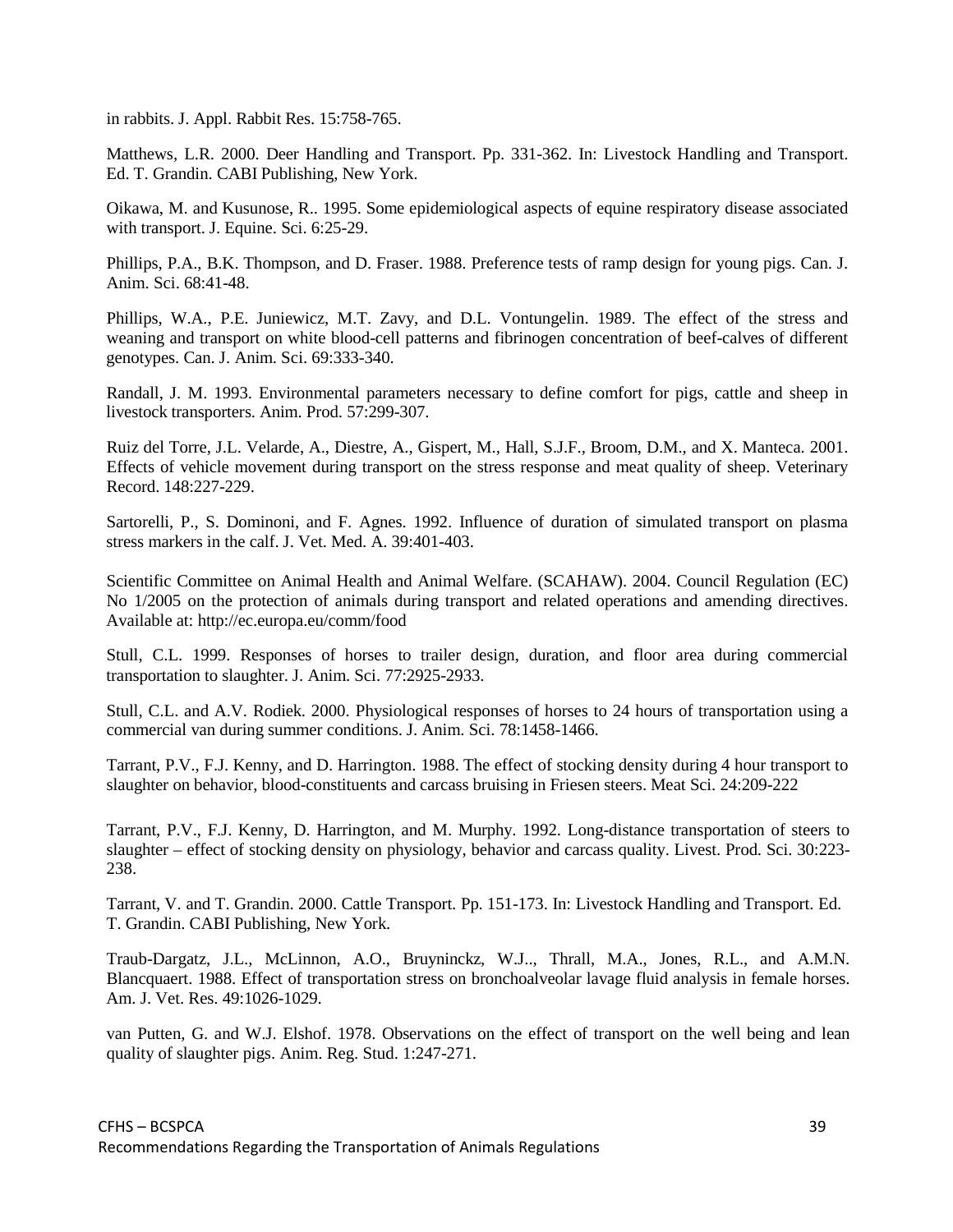in rabbits. J. Appl. Rabbit Res. 15:758-765.

Matthews, L.R. 2000. Deer Handling and Transport. Pp. 331-362. In: Livestock Handling and Transport. Ed. T. Grandin. CABI Publishing, New York.

Oikawa, M. and Kusunose, R.. 1995. Some epidemiological aspects of equine respiratory disease associated with transport. J. Equine. Sci. 6:25-29.

Phillips, P.A., B.K. Thompson, and D. Fraser. 1988. Preference tests of ramp design for young pigs. Can. J. Anim. Sci. 68:41-48.

Phillips, W.A., P.E. Juniewicz, M.T. Zavy, and D.L. Vontungelin. 1989. The effect of the stress and weaning and transport on white blood-cell patterns and fibrinogen concentration of beef-calves of different genotypes. Can. J. Anim. Sci. 69:333-340.

Randall, J. M. 1993. Environmental parameters necessary to define comfort for pigs, cattle and sheep in livestock transporters. Anim. Prod. 57:299-307.

Ruiz del Torre, J.L. Velarde, A., Diestre, A., Gispert, M., Hall, S.J.F., Broom, D.M., and X. Manteca. 2001. Effects of vehicle movement during transport on the stress response and meat quality of sheep. Veterinary Record. 148:227-229.

Sartorelli, P., S. Dominoni, and F. Agnes. 1992. Influence of duration of simulated transport on plasma stress markers in the calf. J. Vet. Med. A. 39:401-403.

Scientific Committee on Animal Health and Animal Welfare. (SCAHAW). 2004. Council Regulation (EC) No 1/2005 on the protection of animals during transport and related operations and amending directives. Available at: http://ec.europa.eu/comm/food

Stull, C.L. 1999. Responses of horses to trailer design, duration, and floor area during commercial transportation to slaughter. J. Anim. Sci. 77:2925-2933.

Stull, C.L. and A.V. Rodiek. 2000. Physiological responses of horses to 24 hours of transportation using a commercial van during summer conditions. J. Anim. Sci. 78:1458-1466.

Tarrant, P.V., F.J. Kenny, and D. Harrington. 1988. The effect of stocking density during 4 hour transport to slaughter on behavior, blood-constituents and carcass bruising in Friesen steers. Meat Sci. 24:209-222

Tarrant, P.V., F.J. Kenny, D. Harrington, and M. Murphy. 1992. Long-distance transportation of steers to slaughter – effect of stocking density on physiology, behavior and carcass quality. Livest. Prod. Sci. 30:223-238.

Tarrant, V. and T. Grandin. 2000. Cattle Transport. Pp. 151-173. In: Livestock Handling and Transport. Ed. T. Grandin. CABI Publishing, New York.

Traub-Dargatz, J.L., McLinnon, A.O., Bruyninckz, W.J.., Thrall, M.A., Jones, R.L., and A.M.N. Blancquaert. 1988. Effect of transportation stress on bronchoalveolar lavage fluid analysis in female horses. Am. J. Vet. Res. 49:1026-1029.

van Putten, G. and W.J. Elshof. 1978. Observations on the effect of transport on the well being and lean quality of slaughter pigs. Anim. Reg. Stud. 1:247-271.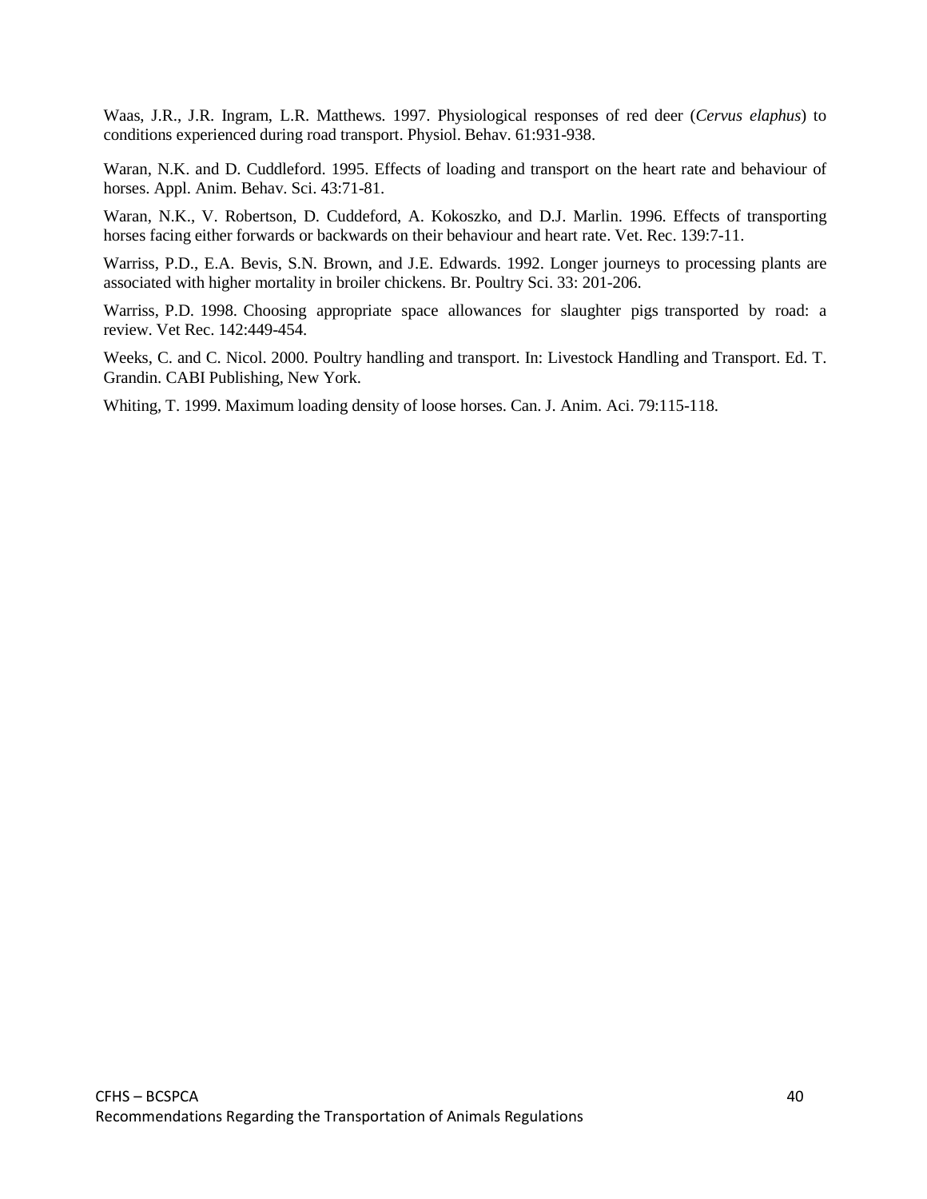Waas, J.R., J.R. Ingram, L.R. Matthews. 1997. Physiological responses of red deer (*Cervus elaphus*) to conditions experienced during road transport. Physiol. Behav. 61:931-938.

Waran, N.K. and D. Cuddleford. 1995. Effects of loading and transport on the heart rate and behaviour of horses. Appl. Anim. Behav. Sci. 43:71-81.

Waran, N.K., V. Robertson, D. Cuddeford, A. Kokoszko, and D.J. Marlin. 1996. Effects of transporting horses facing either forwards or backwards on their behaviour and heart rate. Vet. Rec. 139:7-11.

Warriss, P.D., E.A. Bevis, S.N. Brown, and J.E. Edwards. 1992. Longer journeys to processing plants are associated with higher mortality in broiler chickens. Br. Poultry Sci. 33: 201-206.

Warriss, P.D. 1998. Choosing appropriate space allowances for slaughter pigs transported by road: a review. Vet Rec. 142:449-454.

Weeks, C. and C. Nicol. 2000. Poultry handling and transport. In: Livestock Handling and Transport. Ed. T. Grandin. CABI Publishing, New York.

Whiting, T. 1999. Maximum loading density of loose horses. Can. J. Anim. Aci. 79:115-118.